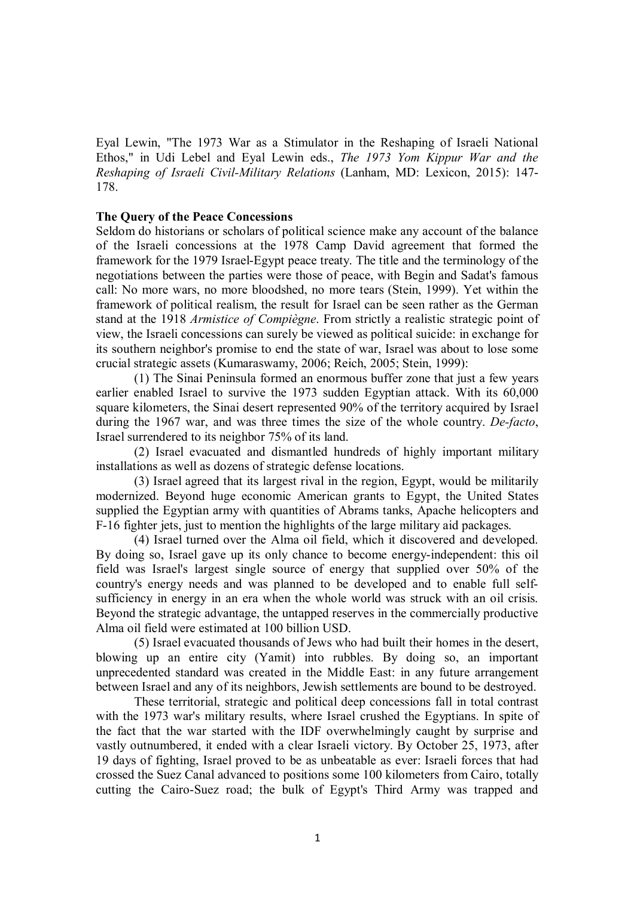Eyal Lewin, "The 1973 War as a Stimulator in the Reshaping of Israeli National Ethos," in Udi Lebel and Eyal Lewin eds., *The 1973 Yom Kippur War and the Reshaping of Israeli Civil-Military Relations* (Lanham, MD: Lexicon, 2015): 147-178.

**The Query of the Peace Concessions**

Seldom do historians or scholars of political science make any account of the balance of the Israeli concessions at the 1978 Camp David agreement that formed the framework for the 1979 Israel-Egypt peace treaty. The title and the terminology of the negotiations between the parties were those of peace, with Begin and Sadat's famous call: No more wars, no more bloodshed, no more tears (Stein, 1999). Yet within the framework of political realism, the result for Israel can be seen rather as the German stand at the 1918 *Armistice of Compiègne*. From strictly a realistic strategic point of view, the Israeli concessions can surely be viewed as political suicide: in exchange for its southern neighbor's promise to end the state of war, Israel was about to lose some crucial strategic assets (Kumaraswamy, 2006; Reich, 2005; Stein, 1999):

(1) The Sinai Peninsula formed an enormous buffer zone that just a few years earlier enabled Israel to survive the 1973 sudden Egyptian attack. With its 60,000 square kilometers, the Sinai desert represented 90% of the territory acquired by Israel during the 1967 war, and was three times the size of the whole country. *De-facto*, Israel surrendered to its neighbor 75% of its land.

(2) Israel evacuated and dismantled hundreds of highly important military installations as well as dozens of strategic defense locations.

(3) Israel agreed that its largest rival in the region, Egypt, would be militarily modernized. Beyond huge economic American grants to Egypt, the United States supplied the Egyptian army with quantities of Abrams tanks, Apache helicopters and F-16 fighter jets, just to mention the highlights of the large military aid packages.

(4) Israel turned over the Alma oil field, which it discovered and developed. By doing so, Israel gave up its only chance to become energy-independent: this oil field was Israel's largest single source of energy that supplied over 50% of the country's energy needs and was planned to be developed and to enable full self-sufficiency in energy in an era when the whole world was struck with an oil crisis. Beyond the strategic advantage, the untapped reserves in the commercially productive Alma oil field were estimated at 100 billion USD.

(5) Israel evacuated thousands of Jews who had built their homes in the desert, blowing up an entire city (Yamit) into rubbles. By doing so, an important unprecedented standard was created in the Middle East: in any future arrangement between Israel and any of its neighbors, Jewish settlements are bound to be destroyed.

These territorial, strategic and political deep concessions fall in total contrast with the 1973 war's military results, where Israel crushed the Egyptians. In spite of the fact that the war started with the IDF overwhelmingly caught by surprise and vastly outnumbered, it ended with a clear Israeli victory. By October 25, 1973, after 19 days of fighting, Israel proved to be as unbeatable as ever: Israeli forces that had crossed the Suez Canal advanced to positions some 100 kilometers from Cairo, totally cutting the Cairo-Suez road; the bulk of Egypt's Third Army was trapped and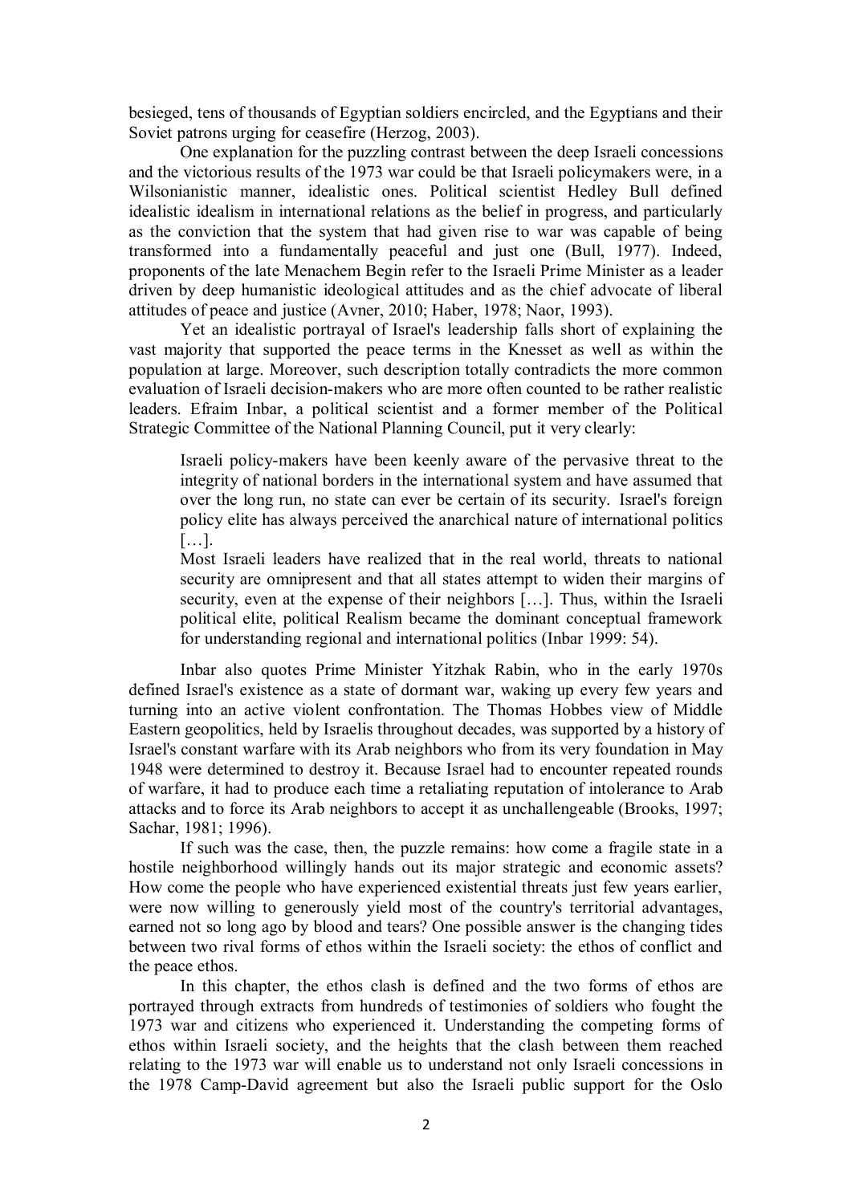besieged, tens of thousands of Egyptian soldiers encircled, and the Egyptians and their Soviet patrons urging for ceasefire (Herzog, 2003).

One explanation for the puzzling contrast between the deep Israeli concessions and the victorious results of the 1973 war could be that Israeli policymakers were, in a Wilsonianistic manner, idealistic ones. Political scientist Hedley Bull defined idealistic idealism in international relations as the belief in progress, and particularly as the conviction that the system that had given rise to war was capable of being transformed into a fundamentally peaceful and just one (Bull, 1977). Indeed, proponents of the late Menachem Begin refer to the Israeli Prime Minister as a leader driven by deep humanistic ideological attitudes and as the chief advocate of liberal attitudes of peace and justice (Avner, 2010; Haber, 1978; Naor, 1993).

Yet an idealistic portrayal of Israel's leadership falls short of explaining the vast majority that supported the peace terms in the Knesset as well as within the population at large. Moreover, such description totally contradicts the more common evaluation of Israeli decision-makers who are more often counted to be rather realistic leaders. Efraim Inbar, a political scientist and a former member of the Political Strategic Committee of the National Planning Council, put it very clearly:

> Israeli policy-makers have been keenly aware of the pervasive threat to the integrity of national borders in the international system and have assumed that over the long run, no state can ever be certain of its security. Israel's foreign policy elite has always perceived the anarchical nature of international politics […].
>
> Most Israeli leaders have realized that in the real world, threats to national security are omnipresent and that all states attempt to widen their margins of security, even at the expense of their neighbors […]. Thus, within the Israeli political elite, political Realism became the dominant conceptual framework for understanding regional and international politics (Inbar 1999: 54).

Inbar also quotes Prime Minister Yitzhak Rabin, who in the early 1970s defined Israel's existence as a state of dormant war, waking up every few years and turning into an active violent confrontation. The Thomas Hobbes view of Middle Eastern geopolitics, held by Israelis throughout decades, was supported by a history of Israel's constant warfare with its Arab neighbors who from its very foundation in May 1948 were determined to destroy it. Because Israel had to encounter repeated rounds of warfare, it had to produce each time a retaliating reputation of intolerance to Arab attacks and to force its Arab neighbors to accept it as unchallengeable (Brooks, 1997; Sachar, 1981; 1996).

If such was the case, then, the puzzle remains: how come a fragile state in a hostile neighborhood willingly hands out its major strategic and economic assets? How come the people who have experienced existential threats just few years earlier, were now willing to generously yield most of the country's territorial advantages, earned not so long ago by blood and tears? One possible answer is the changing tides between two rival forms of ethos within the Israeli society: the ethos of conflict and the peace ethos.

In this chapter, the ethos clash is defined and the two forms of ethos are portrayed through extracts from hundreds of testimonies of soldiers who fought the 1973 war and citizens who experienced it. Understanding the competing forms of ethos within Israeli society, and the heights that the clash between them reached relating to the 1973 war will enable us to understand not only Israeli concessions in the 1978 Camp-David agreement but also the Israeli public support for the Oslo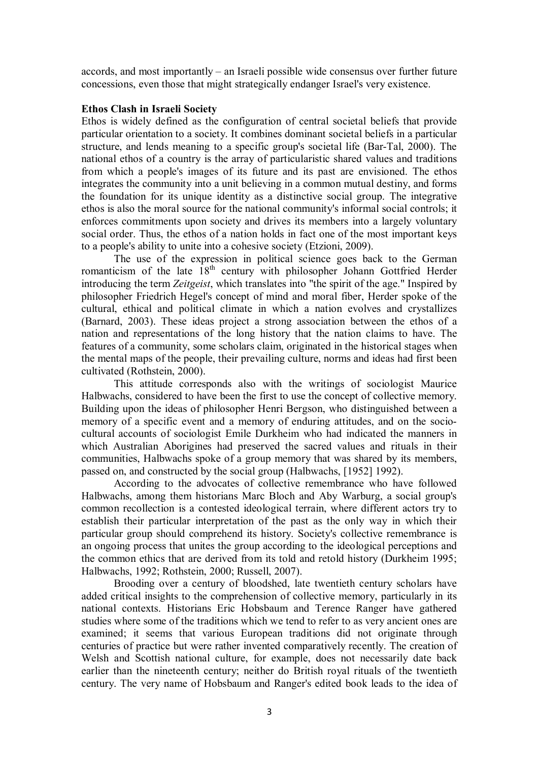accords, and most importantly – an Israeli possible wide consensus over further future concessions, even those that might strategically endanger Israel's very existence.

**Ethos Clash in Israeli Society**

Ethos is widely defined as the configuration of central societal beliefs that provide particular orientation to a society. It combines dominant societal beliefs in a particular structure, and lends meaning to a specific group's societal life (Bar-Tal, 2000). The national ethos of a country is the array of particularistic shared values and traditions from which a people's images of its future and its past are envisioned. The ethos integrates the community into a unit believing in a common mutual destiny, and forms the foundation for its unique identity as a distinctive social group. The integrative ethos is also the moral source for the national community's informal social controls; it enforces commitments upon society and drives its members into a largely voluntary social order. Thus, the ethos of a nation holds in fact one of the most important keys to a people's ability to unite into a cohesive society (Etzioni, 2009).

The use of the expression in political science goes back to the German romanticism of the late 18th century with philosopher Johann Gottfried Herder introducing the term *Zeitgeist*, which translates into "the spirit of the age." Inspired by philosopher Friedrich Hegel's concept of mind and moral fiber, Herder spoke of the cultural, ethical and political climate in which a nation evolves and crystallizes (Barnard, 2003). These ideas project a strong association between the ethos of a nation and representations of the long history that the nation claims to have. The features of a community, some scholars claim, originated in the historical stages when the mental maps of the people, their prevailing culture, norms and ideas had first been cultivated (Rothstein, 2000).

This attitude corresponds also with the writings of sociologist Maurice Halbwachs, considered to have been the first to use the concept of collective memory. Building upon the ideas of philosopher Henri Bergson, who distinguished between a memory of a specific event and a memory of enduring attitudes, and on the socio-cultural accounts of sociologist Emile Durkheim who had indicated the manners in which Australian Aborigines had preserved the sacred values and rituals in their communities, Halbwachs spoke of a group memory that was shared by its members, passed on, and constructed by the social group (Halbwachs, [1952] 1992).

According to the advocates of collective remembrance who have followed Halbwachs, among them historians Marc Bloch and Aby Warburg, a social group's common recollection is a contested ideological terrain, where different actors try to establish their particular interpretation of the past as the only way in which their particular group should comprehend its history. Society's collective remembrance is an ongoing process that unites the group according to the ideological perceptions and the common ethics that are derived from its told and retold history (Durkheim 1995; Halbwachs, 1992; Rothstein, 2000; Russell, 2007).

Brooding over a century of bloodshed, late twentieth century scholars have added critical insights to the comprehension of collective memory, particularly in its national contexts. Historians Eric Hobsbaum and Terence Ranger have gathered studies where some of the traditions which we tend to refer to as very ancient ones are examined; it seems that various European traditions did not originate through centuries of practice but were rather invented comparatively recently. The creation of Welsh and Scottish national culture, for example, does not necessarily date back earlier than the nineteenth century; neither do British royal rituals of the twentieth century. The very name of Hobsbaum and Ranger's edited book leads to the idea of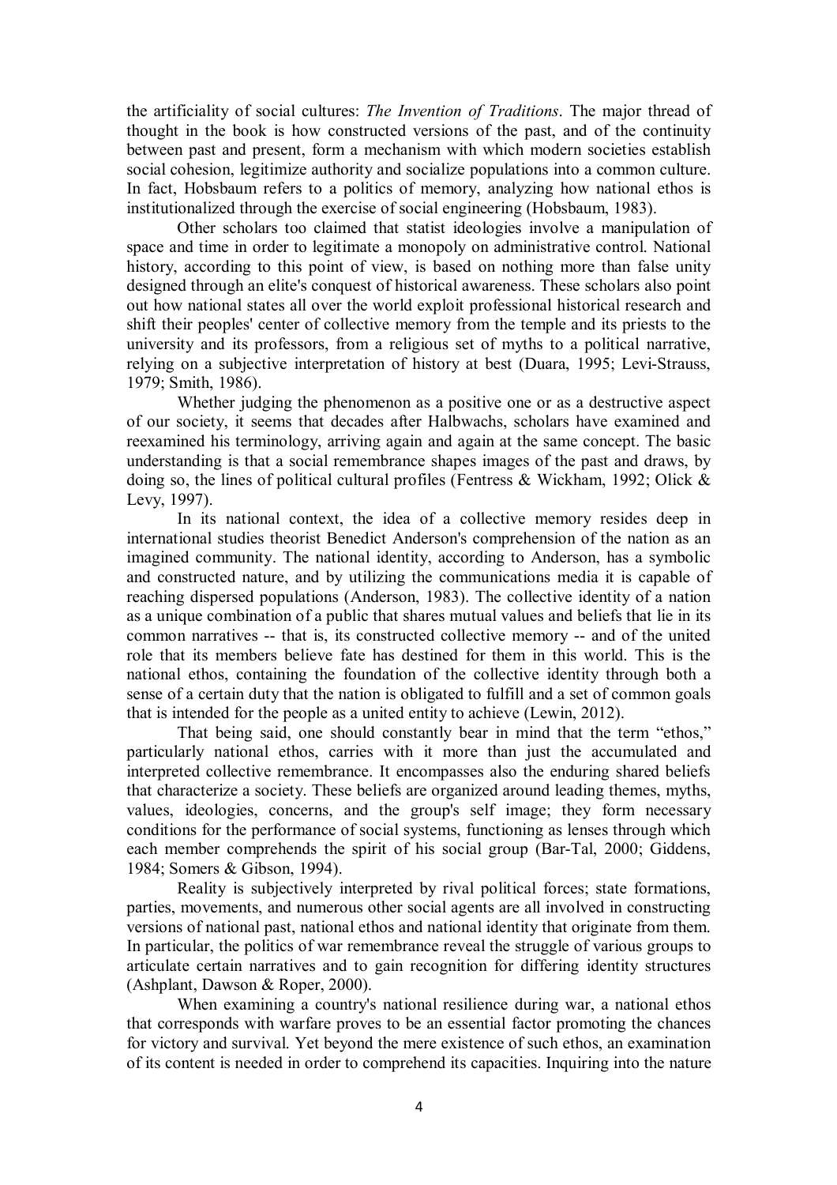the artificiality of social cultures: *The Invention of Traditions*. The major thread of thought in the book is how constructed versions of the past, and of the continuity between past and present, form a mechanism with which modern societies establish social cohesion, legitimize authority and socialize populations into a common culture. In fact, Hobsbaum refers to a politics of memory, analyzing how national ethos is institutionalized through the exercise of social engineering (Hobsbaum, 1983).

Other scholars too claimed that statist ideologies involve a manipulation of space and time in order to legitimate a monopoly on administrative control. National history, according to this point of view, is based on nothing more than false unity designed through an elite's conquest of historical awareness. These scholars also point out how national states all over the world exploit professional historical research and shift their peoples' center of collective memory from the temple and its priests to the university and its professors, from a religious set of myths to a political narrative, relying on a subjective interpretation of history at best (Duara, 1995; Levi-Strauss, 1979; Smith, 1986).

Whether judging the phenomenon as a positive one or as a destructive aspect of our society, it seems that decades after Halbwachs, scholars have examined and reexamined his terminology, arriving again and again at the same concept. The basic understanding is that a social remembrance shapes images of the past and draws, by doing so, the lines of political cultural profiles (Fentress & Wickham, 1992; Olick & Levy, 1997).

In its national context, the idea of a collective memory resides deep in international studies theorist Benedict Anderson's comprehension of the nation as an imagined community. The national identity, according to Anderson, has a symbolic and constructed nature, and by utilizing the communications media it is capable of reaching dispersed populations (Anderson, 1983). The collective identity of a nation as a unique combination of a public that shares mutual values and beliefs that lie in its common narratives -- that is, its constructed collective memory -- and of the united role that its members believe fate has destined for them in this world. This is the national ethos, containing the foundation of the collective identity through both a sense of a certain duty that the nation is obligated to fulfill and a set of common goals that is intended for the people as a united entity to achieve (Lewin, 2012).

That being said, one should constantly bear in mind that the term "ethos," particularly national ethos, carries with it more than just the accumulated and interpreted collective remembrance. It encompasses also the enduring shared beliefs that characterize a society. These beliefs are organized around leading themes, myths, values, ideologies, concerns, and the group's self image; they form necessary conditions for the performance of social systems, functioning as lenses through which each member comprehends the spirit of his social group (Bar-Tal, 2000; Giddens, 1984; Somers & Gibson, 1994).

Reality is subjectively interpreted by rival political forces; state formations, parties, movements, and numerous other social agents are all involved in constructing versions of national past, national ethos and national identity that originate from them. In particular, the politics of war remembrance reveal the struggle of various groups to articulate certain narratives and to gain recognition for differing identity structures (Ashplant, Dawson & Roper, 2000).

When examining a country's national resilience during war, a national ethos that corresponds with warfare proves to be an essential factor promoting the chances for victory and survival. Yet beyond the mere existence of such ethos, an examination of its content is needed in order to comprehend its capacities. Inquiring into the nature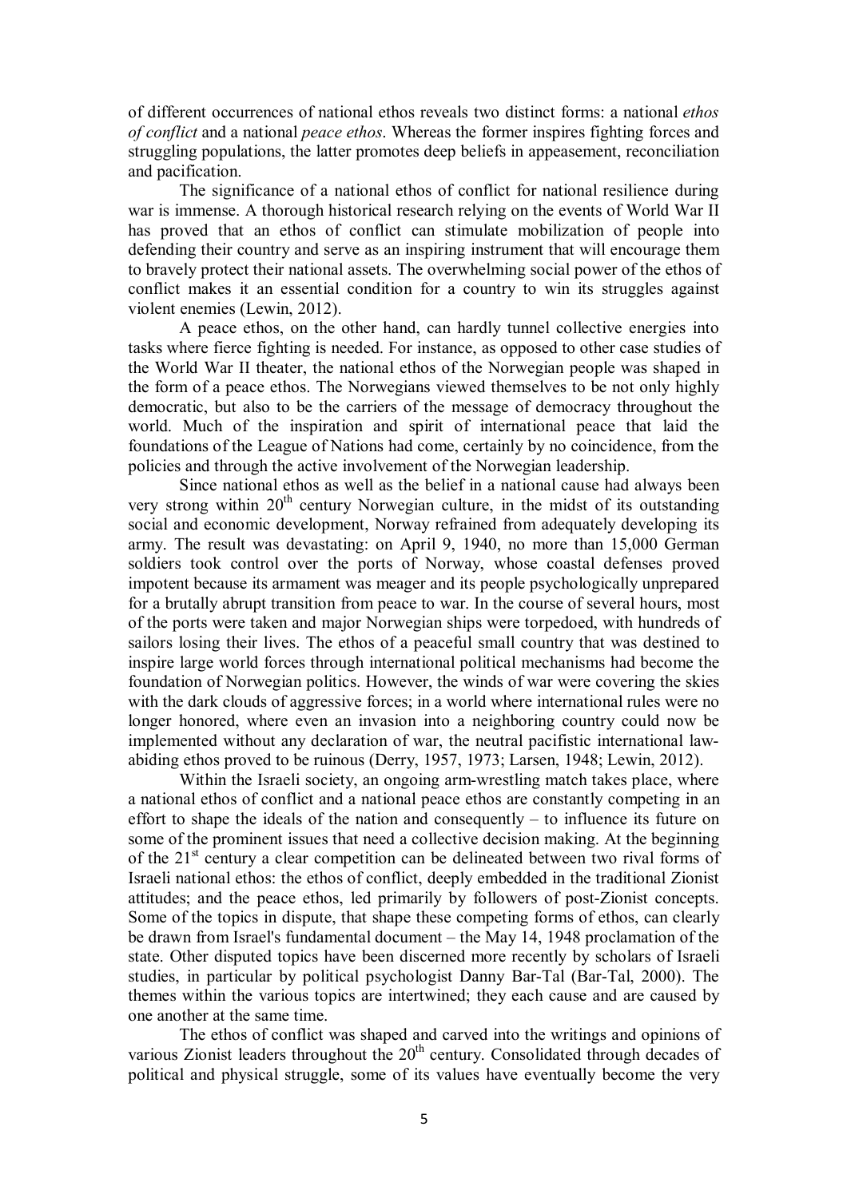of different occurrences of national ethos reveals two distinct forms: a national *ethos of conflict* and a national *peace ethos*. Whereas the former inspires fighting forces and struggling populations, the latter promotes deep beliefs in appeasement, reconciliation and pacification.

The significance of a national ethos of conflict for national resilience during war is immense. A thorough historical research relying on the events of World War II has proved that an ethos of conflict can stimulate mobilization of people into defending their country and serve as an inspiring instrument that will encourage them to bravely protect their national assets. The overwhelming social power of the ethos of conflict makes it an essential condition for a country to win its struggles against violent enemies (Lewin, 2012).

A peace ethos, on the other hand, can hardly tunnel collective energies into tasks where fierce fighting is needed. For instance, as opposed to other case studies of the World War II theater, the national ethos of the Norwegian people was shaped in the form of a peace ethos. The Norwegians viewed themselves to be not only highly democratic, but also to be the carriers of the message of democracy throughout the world. Much of the inspiration and spirit of international peace that laid the foundations of the League of Nations had come, certainly by no coincidence, from the policies and through the active involvement of the Norwegian leadership.

Since national ethos as well as the belief in a national cause had always been very strong within 20th century Norwegian culture, in the midst of its outstanding social and economic development, Norway refrained from adequately developing its army. The result was devastating: on April 9, 1940, no more than 15,000 German soldiers took control over the ports of Norway, whose coastal defenses proved impotent because its armament was meager and its people psychologically unprepared for a brutally abrupt transition from peace to war. In the course of several hours, most of the ports were taken and major Norwegian ships were torpedoed, with hundreds of sailors losing their lives. The ethos of a peaceful small country that was destined to inspire large world forces through international political mechanisms had become the foundation of Norwegian politics. However, the winds of war were covering the skies with the dark clouds of aggressive forces; in a world where international rules were no longer honored, where even an invasion into a neighboring country could now be implemented without any declaration of war, the neutral pacifistic international law-abiding ethos proved to be ruinous (Derry, 1957, 1973; Larsen, 1948; Lewin, 2012).

Within the Israeli society, an ongoing arm-wrestling match takes place, where a national ethos of conflict and a national peace ethos are constantly competing in an effort to shape the ideals of the nation and consequently – to influence its future on some of the prominent issues that need a collective decision making. At the beginning of the 21st century a clear competition can be delineated between two rival forms of Israeli national ethos: the ethos of conflict, deeply embedded in the traditional Zionist attitudes; and the peace ethos, led primarily by followers of post-Zionist concepts. Some of the topics in dispute, that shape these competing forms of ethos, can clearly be drawn from Israel's fundamental document – the May 14, 1948 proclamation of the state. Other disputed topics have been discerned more recently by scholars of Israeli studies, in particular by political psychologist Danny Bar-Tal (Bar-Tal, 2000). The themes within the various topics are intertwined; they each cause and are caused by one another at the same time.

The ethos of conflict was shaped and carved into the writings and opinions of various Zionist leaders throughout the 20th century. Consolidated through decades of political and physical struggle, some of its values have eventually become the very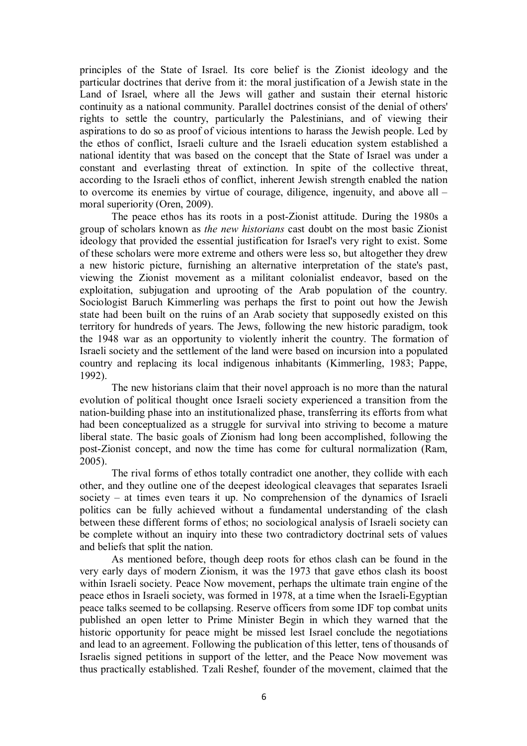principles of the State of Israel. Its core belief is the Zionist ideology and the particular doctrines that derive from it: the moral justification of a Jewish state in the Land of Israel, where all the Jews will gather and sustain their eternal historic continuity as a national community. Parallel doctrines consist of the denial of others' rights to settle the country, particularly the Palestinians, and of viewing their aspirations to do so as proof of vicious intentions to harass the Jewish people. Led by the ethos of conflict, Israeli culture and the Israeli education system established a national identity that was based on the concept that the State of Israel was under a constant and everlasting threat of extinction. In spite of the collective threat, according to the Israeli ethos of conflict, inherent Jewish strength enabled the nation to overcome its enemies by virtue of courage, diligence, ingenuity, and above all – moral superiority (Oren, 2009).

The peace ethos has its roots in a post-Zionist attitude. During the 1980s a group of scholars known as *the new historians* cast doubt on the most basic Zionist ideology that provided the essential justification for Israel's very right to exist. Some of these scholars were more extreme and others were less so, but altogether they drew a new historic picture, furnishing an alternative interpretation of the state's past, viewing the Zionist movement as a militant colonialist endeavor, based on the exploitation, subjugation and uprooting of the Arab population of the country. Sociologist Baruch Kimmerling was perhaps the first to point out how the Jewish state had been built on the ruins of an Arab society that supposedly existed on this territory for hundreds of years. The Jews, following the new historic paradigm, took the 1948 war as an opportunity to violently inherit the country. The formation of Israeli society and the settlement of the land were based on incursion into a populated country and replacing its local indigenous inhabitants (Kimmerling, 1983; Pappe, 1992).

The new historians claim that their novel approach is no more than the natural evolution of political thought once Israeli society experienced a transition from the nation-building phase into an institutionalized phase, transferring its efforts from what had been conceptualized as a struggle for survival into striving to become a mature liberal state. The basic goals of Zionism had long been accomplished, following the post-Zionist concept, and now the time has come for cultural normalization (Ram, 2005).

The rival forms of ethos totally contradict one another, they collide with each other, and they outline one of the deepest ideological cleavages that separates Israeli society – at times even tears it up. No comprehension of the dynamics of Israeli politics can be fully achieved without a fundamental understanding of the clash between these different forms of ethos; no sociological analysis of Israeli society can be complete without an inquiry into these two contradictory doctrinal sets of values and beliefs that split the nation.

As mentioned before, though deep roots for ethos clash can be found in the very early days of modern Zionism, it was the 1973 that gave ethos clash its boost within Israeli society. Peace Now movement, perhaps the ultimate train engine of the peace ethos in Israeli society, was formed in 1978, at a time when the Israeli-Egyptian peace talks seemed to be collapsing. Reserve officers from some IDF top combat units published an open letter to Prime Minister Begin in which they warned that the historic opportunity for peace might be missed lest Israel conclude the negotiations and lead to an agreement. Following the publication of this letter, tens of thousands of Israelis signed petitions in support of the letter, and the Peace Now movement was thus practically established. Tzali Reshef, founder of the movement, claimed that the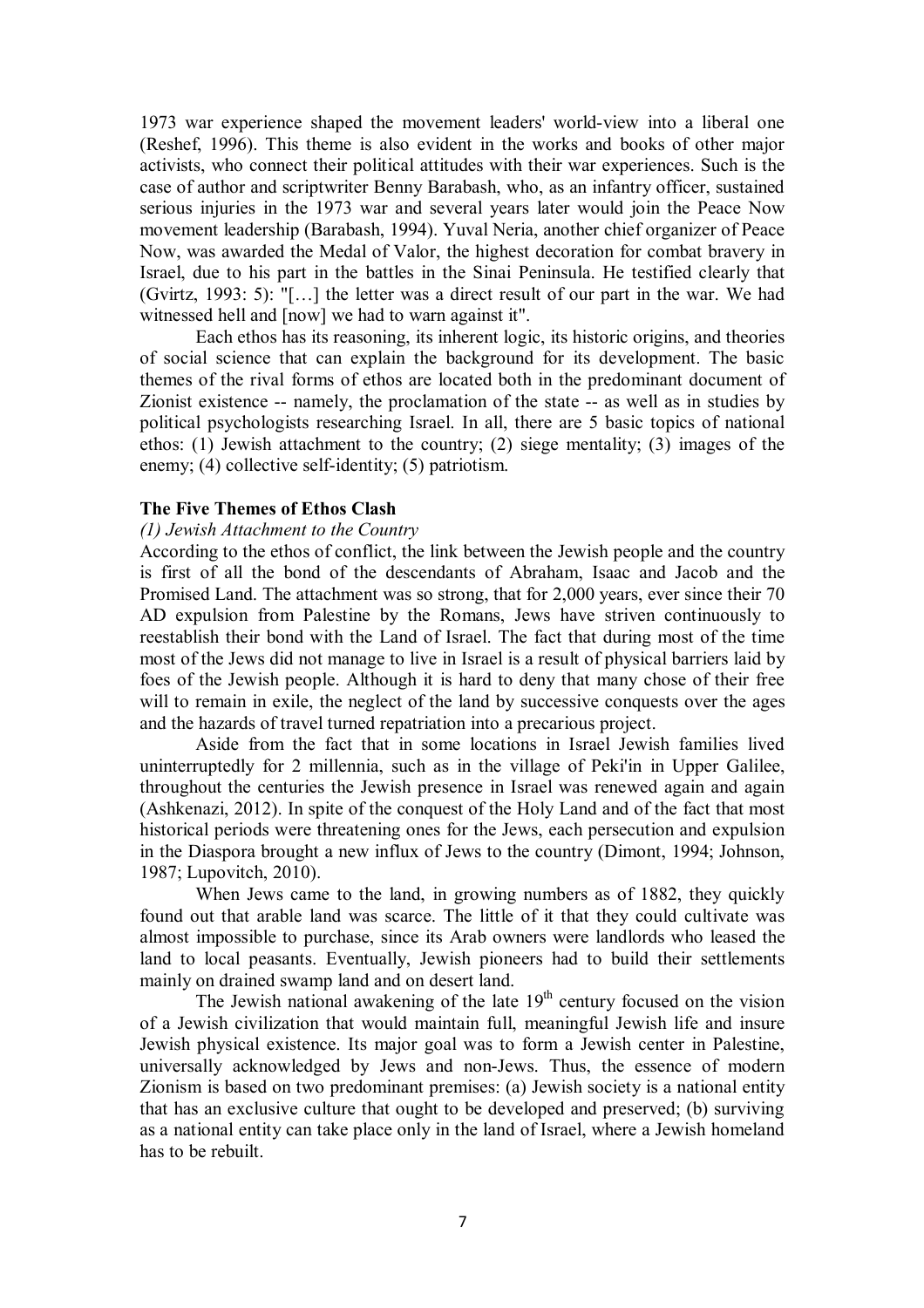1973 war experience shaped the movement leaders' world-view into a liberal one (Reshef, 1996). This theme is also evident in the works and books of other major activists, who connect their political attitudes with their war experiences. Such is the case of author and scriptwriter Benny Barabash, who, as an infantry officer, sustained serious injuries in the 1973 war and several years later would join the Peace Now movement leadership (Barabash, 1994). Yuval Neria, another chief organizer of Peace Now, was awarded the Medal of Valor, the highest decoration for combat bravery in Israel, due to his part in the battles in the Sinai Peninsula. He testified clearly that (Gvirtz, 1993: 5): "[…] the letter was a direct result of our part in the war. We had witnessed hell and [now] we had to warn against it".

Each ethos has its reasoning, its inherent logic, its historic origins, and theories of social science that can explain the background for its development. The basic themes of the rival forms of ethos are located both in the predominant document of Zionist existence -- namely, the proclamation of the state -- as well as in studies by political psychologists researching Israel. In all, there are 5 basic topics of national ethos: (1) Jewish attachment to the country; (2) siege mentality; (3) images of the enemy; (4) collective self-identity; (5) patriotism.

### The Five Themes of Ethos Clash

#### *(1) Jewish Attachment to the Country*

According to the ethos of conflict, the link between the Jewish people and the country is first of all the bond of the descendants of Abraham, Isaac and Jacob and the Promised Land. The attachment was so strong, that for 2,000 years, ever since their 70 AD expulsion from Palestine by the Romans, Jews have striven continuously to reestablish their bond with the Land of Israel. The fact that during most of the time most of the Jews did not manage to live in Israel is a result of physical barriers laid by foes of the Jewish people. Although it is hard to deny that many chose of their free will to remain in exile, the neglect of the land by successive conquests over the ages and the hazards of travel turned repatriation into a precarious project.

Aside from the fact that in some locations in Israel Jewish families lived uninterruptedly for 2 millennia, such as in the village of Peki'in in Upper Galilee, throughout the centuries the Jewish presence in Israel was renewed again and again (Ashkenazi, 2012). In spite of the conquest of the Holy Land and of the fact that most historical periods were threatening ones for the Jews, each persecution and expulsion in the Diaspora brought a new influx of Jews to the country (Dimont, 1994; Johnson, 1987; Lupovitch, 2010).

When Jews came to the land, in growing numbers as of 1882, they quickly found out that arable land was scarce. The little of it that they could cultivate was almost impossible to purchase, since its Arab owners were landlords who leased the land to local peasants. Eventually, Jewish pioneers had to build their settlements mainly on drained swamp land and on desert land.

The Jewish national awakening of the late 19th century focused on the vision of a Jewish civilization that would maintain full, meaningful Jewish life and insure Jewish physical existence. Its major goal was to form a Jewish center in Palestine, universally acknowledged by Jews and non-Jews. Thus, the essence of modern Zionism is based on two predominant premises: (a) Jewish society is a national entity that has an exclusive culture that ought to be developed and preserved; (b) surviving as a national entity can take place only in the land of Israel, where a Jewish homeland has to be rebuilt.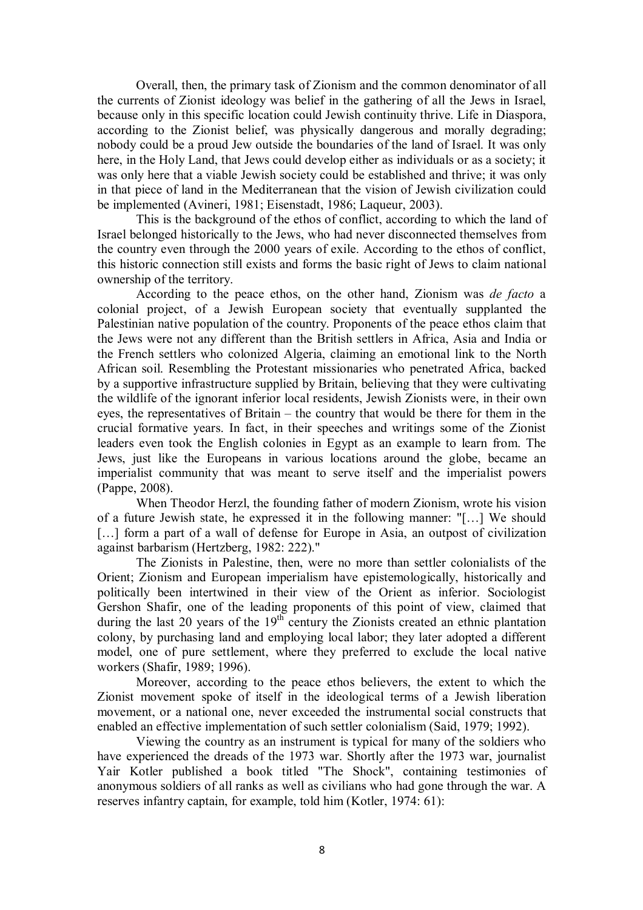Overall, then, the primary task of Zionism and the common denominator of all the currents of Zionist ideology was belief in the gathering of all the Jews in Israel, because only in this specific location could Jewish continuity thrive. Life in Diaspora, according to the Zionist belief, was physically dangerous and morally degrading; nobody could be a proud Jew outside the boundaries of the land of Israel. It was only here, in the Holy Land, that Jews could develop either as individuals or as a society; it was only here that a viable Jewish society could be established and thrive; it was only in that piece of land in the Mediterranean that the vision of Jewish civilization could be implemented (Avineri, 1981; Eisenstadt, 1986; Laqueur, 2003).

This is the background of the ethos of conflict, according to which the land of Israel belonged historically to the Jews, who had never disconnected themselves from the country even through the 2000 years of exile. According to the ethos of conflict, this historic connection still exists and forms the basic right of Jews to claim national ownership of the territory.

According to the peace ethos, on the other hand, Zionism was *de facto* a colonial project, of a Jewish European society that eventually supplanted the Palestinian native population of the country. Proponents of the peace ethos claim that the Jews were not any different than the British settlers in Africa, Asia and India or the French settlers who colonized Algeria, claiming an emotional link to the North African soil. Resembling the Protestant missionaries who penetrated Africa, backed by a supportive infrastructure supplied by Britain, believing that they were cultivating the wildlife of the ignorant inferior local residents, Jewish Zionists were, in their own eyes, the representatives of Britain – the country that would be there for them in the crucial formative years. In fact, in their speeches and writings some of the Zionist leaders even took the English colonies in Egypt as an example to learn from. The Jews, just like the Europeans in various locations around the globe, became an imperialist community that was meant to serve itself and the imperialist powers (Pappe, 2008).

When Theodor Herzl, the founding father of modern Zionism, wrote his vision of a future Jewish state, he expressed it in the following manner: "[…] We should […] form a part of a wall of defense for Europe in Asia, an outpost of civilization against barbarism (Hertzberg, 1982: 222)."

The Zionists in Palestine, then, were no more than settler colonialists of the Orient; Zionism and European imperialism have epistemologically, historically and politically been intertwined in their view of the Orient as inferior. Sociologist Gershon Shafir, one of the leading proponents of this point of view, claimed that during the last 20 years of the 19th century the Zionists created an ethnic plantation colony, by purchasing land and employing local labor; they later adopted a different model, one of pure settlement, where they preferred to exclude the local native workers (Shafir, 1989; 1996).

Moreover, according to the peace ethos believers, the extent to which the Zionist movement spoke of itself in the ideological terms of a Jewish liberation movement, or a national one, never exceeded the instrumental social constructs that enabled an effective implementation of such settler colonialism (Said, 1979; 1992).

Viewing the country as an instrument is typical for many of the soldiers who have experienced the dreads of the 1973 war. Shortly after the 1973 war, journalist Yair Kotler published a book titled "The Shock", containing testimonies of anonymous soldiers of all ranks as well as civilians who had gone through the war. A reserves infantry captain, for example, told him (Kotler, 1974: 61):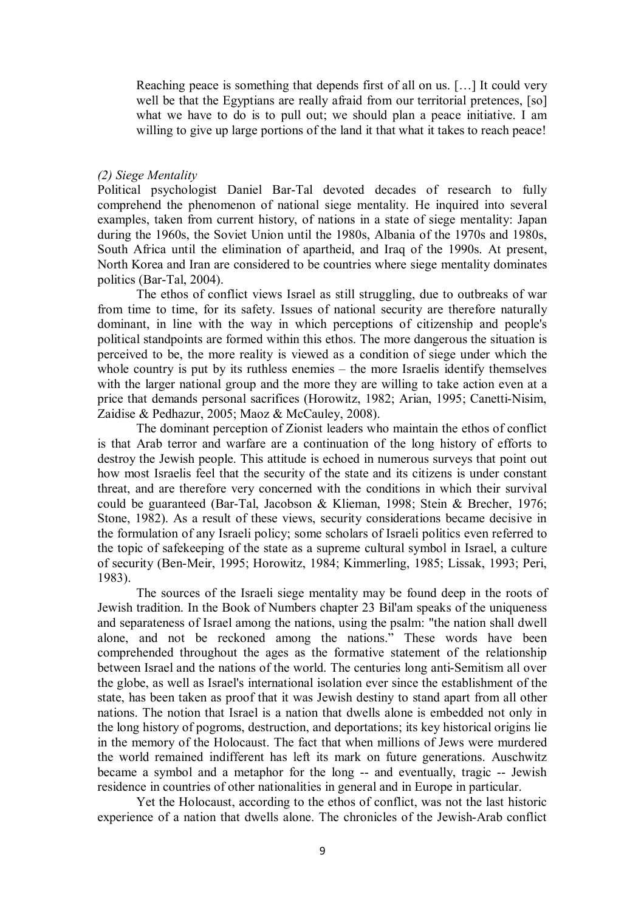> Reaching peace is something that depends first of all on us. […] It could very well be that the Egyptians are really afraid from our territorial pretences, [so] what we have to do is to pull out; we should plan a peace initiative. I am willing to give up large portions of the land it that what it takes to reach peace!

*(2) Siege Mentality*

Political psychologist Daniel Bar-Tal devoted decades of research to fully comprehend the phenomenon of national siege mentality. He inquired into several examples, taken from current history, of nations in a state of siege mentality: Japan during the 1960s, the Soviet Union until the 1980s, Albania of the 1970s and 1980s, South Africa until the elimination of apartheid, and Iraq of the 1990s. At present, North Korea and Iran are considered to be countries where siege mentality dominates politics (Bar-Tal, 2004).

The ethos of conflict views Israel as still struggling, due to outbreaks of war from time to time, for its safety. Issues of national security are therefore naturally dominant, in line with the way in which perceptions of citizenship and people's political standpoints are formed within this ethos. The more dangerous the situation is perceived to be, the more reality is viewed as a condition of siege under which the whole country is put by its ruthless enemies – the more Israelis identify themselves with the larger national group and the more they are willing to take action even at a price that demands personal sacrifices (Horowitz, 1982; Arian, 1995; Canetti-Nisim, Zaidise & Pedhazur, 2005; Maoz & McCauley, 2008).

The dominant perception of Zionist leaders who maintain the ethos of conflict is that Arab terror and warfare are a continuation of the long history of efforts to destroy the Jewish people. This attitude is echoed in numerous surveys that point out how most Israelis feel that the security of the state and its citizens is under constant threat, and are therefore very concerned with the conditions in which their survival could be guaranteed (Bar-Tal, Jacobson & Klieman, 1998; Stein & Brecher, 1976; Stone, 1982). As a result of these views, security considerations became decisive in the formulation of any Israeli policy; some scholars of Israeli politics even referred to the topic of safekeeping of the state as a supreme cultural symbol in Israel, a culture of security (Ben-Meir, 1995; Horowitz, 1984; Kimmerling, 1985; Lissak, 1993; Peri, 1983).

The sources of the Israeli siege mentality may be found deep in the roots of Jewish tradition. In the Book of Numbers chapter 23 Bil'am speaks of the uniqueness and separateness of Israel among the nations, using the psalm: "the nation shall dwell alone, and not be reckoned among the nations." These words have been comprehended throughout the ages as the formative statement of the relationship between Israel and the nations of the world. The centuries long anti-Semitism all over the globe, as well as Israel's international isolation ever since the establishment of the state, has been taken as proof that it was Jewish destiny to stand apart from all other nations. The notion that Israel is a nation that dwells alone is embedded not only in the long history of pogroms, destruction, and deportations; its key historical origins lie in the memory of the Holocaust. The fact that when millions of Jews were murdered the world remained indifferent has left its mark on future generations. Auschwitz became a symbol and a metaphor for the long -- and eventually, tragic -- Jewish residence in countries of other nationalities in general and in Europe in particular.

Yet the Holocaust, according to the ethos of conflict, was not the last historic experience of a nation that dwells alone. The chronicles of the Jewish-Arab conflict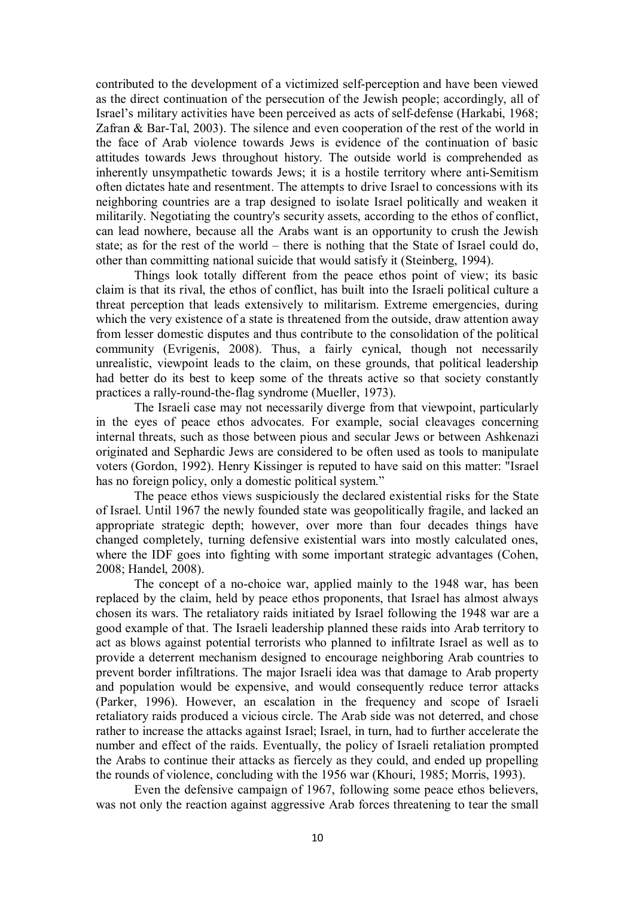contributed to the development of a victimized self-perception and have been viewed as the direct continuation of the persecution of the Jewish people; accordingly, all of Israel's military activities have been perceived as acts of self-defense (Harkabi, 1968; Zafran & Bar-Tal, 2003). The silence and even cooperation of the rest of the world in the face of Arab violence towards Jews is evidence of the continuation of basic attitudes towards Jews throughout history. The outside world is comprehended as inherently unsympathetic towards Jews; it is a hostile territory where anti-Semitism often dictates hate and resentment. The attempts to drive Israel to concessions with its neighboring countries are a trap designed to isolate Israel politically and weaken it militarily. Negotiating the country's security assets, according to the ethos of conflict, can lead nowhere, because all the Arabs want is an opportunity to crush the Jewish state; as for the rest of the world – there is nothing that the State of Israel could do, other than committing national suicide that would satisfy it (Steinberg, 1994).

Things look totally different from the peace ethos point of view; its basic claim is that its rival, the ethos of conflict, has built into the Israeli political culture a threat perception that leads extensively to militarism. Extreme emergencies, during which the very existence of a state is threatened from the outside, draw attention away from lesser domestic disputes and thus contribute to the consolidation of the political community (Evrigenis, 2008). Thus, a fairly cynical, though not necessarily unrealistic, viewpoint leads to the claim, on these grounds, that political leadership had better do its best to keep some of the threats active so that society constantly practices a rally-round-the-flag syndrome (Mueller, 1973).

The Israeli case may not necessarily diverge from that viewpoint, particularly in the eyes of peace ethos advocates. For example, social cleavages concerning internal threats, such as those between pious and secular Jews or between Ashkenazi originated and Sephardic Jews are considered to be often used as tools to manipulate voters (Gordon, 1992). Henry Kissinger is reputed to have said on this matter: "Israel has no foreign policy, only a domestic political system."

The peace ethos views suspiciously the declared existential risks for the State of Israel. Until 1967 the newly founded state was geopolitically fragile, and lacked an appropriate strategic depth; however, over more than four decades things have changed completely, turning defensive existential wars into mostly calculated ones, where the IDF goes into fighting with some important strategic advantages (Cohen, 2008; Handel, 2008).

The concept of a no-choice war, applied mainly to the 1948 war, has been replaced by the claim, held by peace ethos proponents, that Israel has almost always chosen its wars. The retaliatory raids initiated by Israel following the 1948 war are a good example of that. The Israeli leadership planned these raids into Arab territory to act as blows against potential terrorists who planned to infiltrate Israel as well as to provide a deterrent mechanism designed to encourage neighboring Arab countries to prevent border infiltrations. The major Israeli idea was that damage to Arab property and population would be expensive, and would consequently reduce terror attacks (Parker, 1996). However, an escalation in the frequency and scope of Israeli retaliatory raids produced a vicious circle. The Arab side was not deterred, and chose rather to increase the attacks against Israel; Israel, in turn, had to further accelerate the number and effect of the raids. Eventually, the policy of Israeli retaliation prompted the Arabs to continue their attacks as fiercely as they could, and ended up propelling the rounds of violence, concluding with the 1956 war (Khouri, 1985; Morris, 1993).

Even the defensive campaign of 1967, following some peace ethos believers, was not only the reaction against aggressive Arab forces threatening to tear the small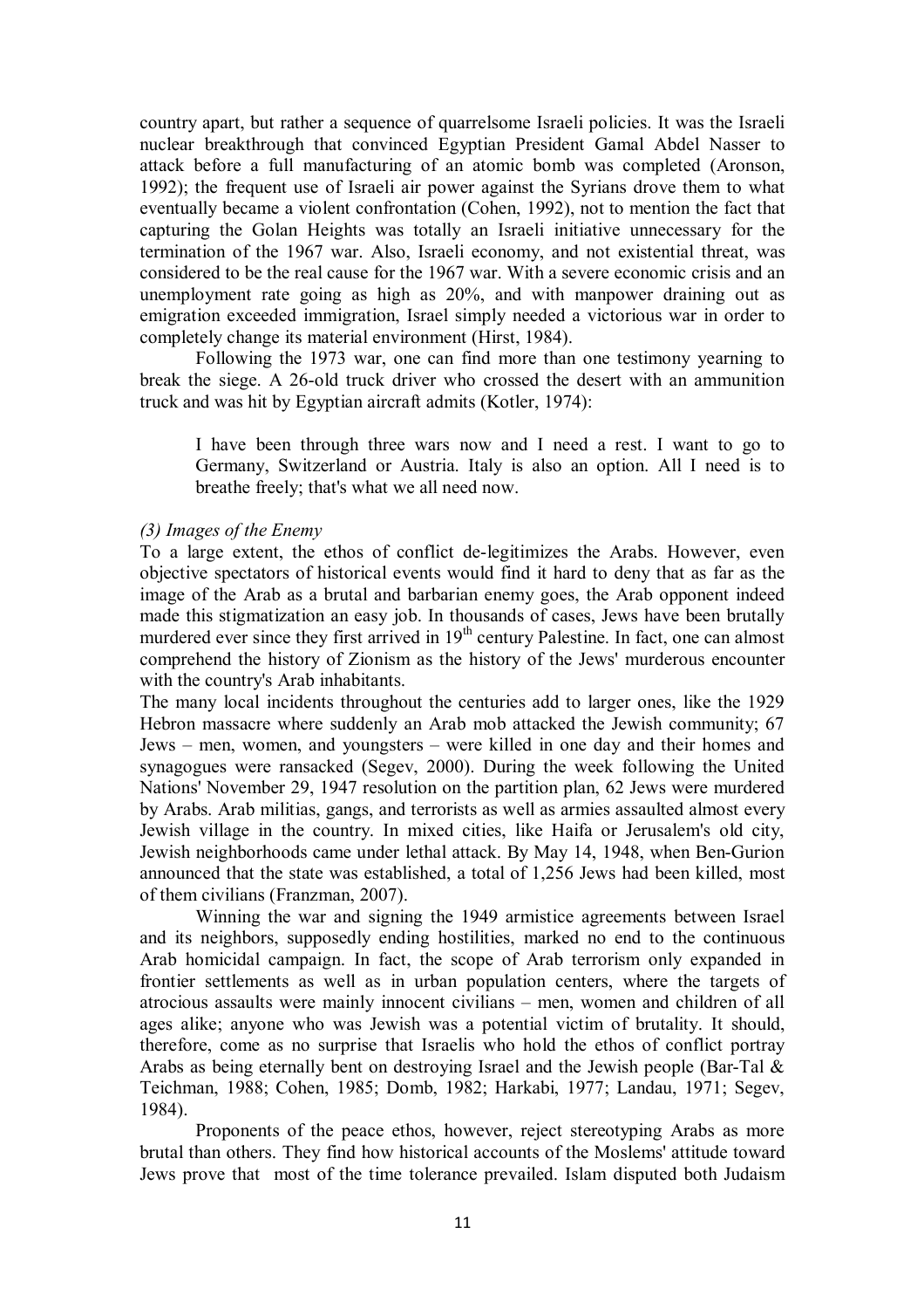country apart, but rather a sequence of quarrelsome Israeli policies. It was the Israeli nuclear breakthrough that convinced Egyptian President Gamal Abdel Nasser to attack before a full manufacturing of an atomic bomb was completed (Aronson, 1992); the frequent use of Israeli air power against the Syrians drove them to what eventually became a violent confrontation (Cohen, 1992), not to mention the fact that capturing the Golan Heights was totally an Israeli initiative unnecessary for the termination of the 1967 war. Also, Israeli economy, and not existential threat, was considered to be the real cause for the 1967 war. With a severe economic crisis and an unemployment rate going as high as 20%, and with manpower draining out as emigration exceeded immigration, Israel simply needed a victorious war in order to completely change its material environment (Hirst, 1984).

Following the 1973 war, one can find more than one testimony yearning to break the siege. A 26-old truck driver who crossed the desert with an ammunition truck and was hit by Egyptian aircraft admits (Kotler, 1974):

> I have been through three wars now and I need a rest. I want to go to Germany, Switzerland or Austria. Italy is also an option. All I need is to breathe freely; that's what we all need now.

*(3) Images of the Enemy*

To a large extent, the ethos of conflict de-legitimizes the Arabs. However, even objective spectators of historical events would find it hard to deny that as far as the image of the Arab as a brutal and barbarian enemy goes, the Arab opponent indeed made this stigmatization an easy job. In thousands of cases, Jews have been brutally murdered ever since they first arrived in 19th century Palestine. In fact, one can almost comprehend the history of Zionism as the history of the Jews' murderous encounter with the country's Arab inhabitants.

The many local incidents throughout the centuries add to larger ones, like the 1929 Hebron massacre where suddenly an Arab mob attacked the Jewish community; 67 Jews – men, women, and youngsters – were killed in one day and their homes and synagogues were ransacked (Segev, 2000). During the week following the United Nations' November 29, 1947 resolution on the partition plan, 62 Jews were murdered by Arabs. Arab militias, gangs, and terrorists as well as armies assaulted almost every Jewish village in the country. In mixed cities, like Haifa or Jerusalem's old city, Jewish neighborhoods came under lethal attack. By May 14, 1948, when Ben-Gurion announced that the state was established, a total of 1,256 Jews had been killed, most of them civilians (Franzman, 2007).

Winning the war and signing the 1949 armistice agreements between Israel and its neighbors, supposedly ending hostilities, marked no end to the continuous Arab homicidal campaign. In fact, the scope of Arab terrorism only expanded in frontier settlements as well as in urban population centers, where the targets of atrocious assaults were mainly innocent civilians – men, women and children of all ages alike; anyone who was Jewish was a potential victim of brutality. It should, therefore, come as no surprise that Israelis who hold the ethos of conflict portray Arabs as being eternally bent on destroying Israel and the Jewish people (Bar-Tal & Teichman, 1988; Cohen, 1985; Domb, 1982; Harkabi, 1977; Landau, 1971; Segev, 1984).

Proponents of the peace ethos, however, reject stereotyping Arabs as more brutal than others. They find how historical accounts of the Moslems' attitude toward Jews prove that most of the time tolerance prevailed. Islam disputed both Judaism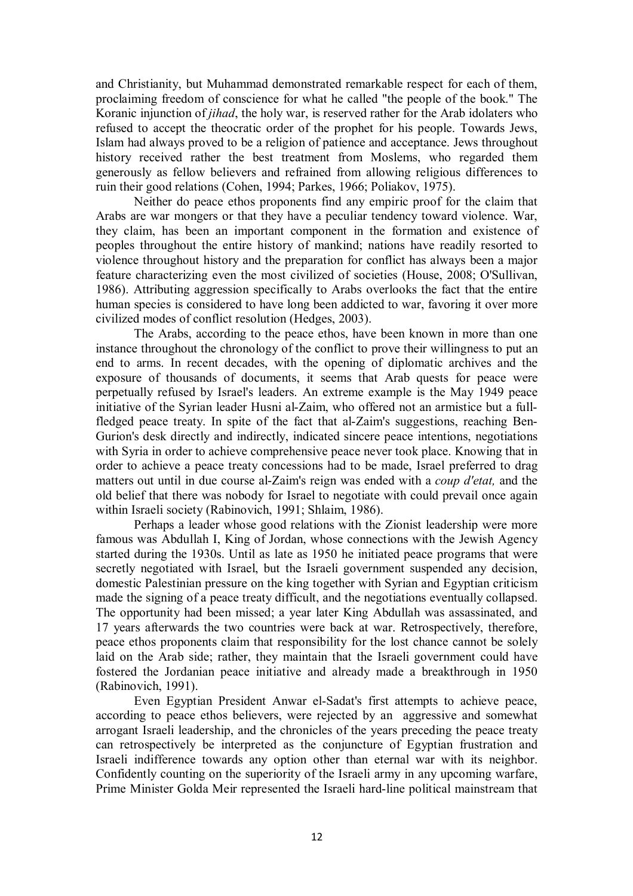and Christianity, but Muhammad demonstrated remarkable respect for each of them, proclaiming freedom of conscience for what he called "the people of the book." The Koranic injunction of *jihad*, the holy war, is reserved rather for the Arab idolaters who refused to accept the theocratic order of the prophet for his people. Towards Jews, Islam had always proved to be a religion of patience and acceptance. Jews throughout history received rather the best treatment from Moslems, who regarded them generously as fellow believers and refrained from allowing religious differences to ruin their good relations (Cohen, 1994; Parkes, 1966; Poliakov, 1975).

Neither do peace ethos proponents find any empiric proof for the claim that Arabs are war mongers or that they have a peculiar tendency toward violence. War, they claim, has been an important component in the formation and existence of peoples throughout the entire history of mankind; nations have readily resorted to violence throughout history and the preparation for conflict has always been a major feature characterizing even the most civilized of societies (House, 2008; O'Sullivan, 1986). Attributing aggression specifically to Arabs overlooks the fact that the entire human species is considered to have long been addicted to war, favoring it over more civilized modes of conflict resolution (Hedges, 2003).

The Arabs, according to the peace ethos, have been known in more than one instance throughout the chronology of the conflict to prove their willingness to put an end to arms. In recent decades, with the opening of diplomatic archives and the exposure of thousands of documents, it seems that Arab quests for peace were perpetually refused by Israel's leaders. An extreme example is the May 1949 peace initiative of the Syrian leader Husni al-Zaim, who offered not an armistice but a full-fledged peace treaty. In spite of the fact that al-Zaim's suggestions, reaching Ben-Gurion's desk directly and indirectly, indicated sincere peace intentions, negotiations with Syria in order to achieve comprehensive peace never took place. Knowing that in order to achieve a peace treaty concessions had to be made, Israel preferred to drag matters out until in due course al-Zaim's reign was ended with a *coup d'etat,* and the old belief that there was nobody for Israel to negotiate with could prevail once again within Israeli society (Rabinovich, 1991; Shlaim, 1986).

Perhaps a leader whose good relations with the Zionist leadership were more famous was Abdullah I, King of Jordan, whose connections with the Jewish Agency started during the 1930s. Until as late as 1950 he initiated peace programs that were secretly negotiated with Israel, but the Israeli government suspended any decision, domestic Palestinian pressure on the king together with Syrian and Egyptian criticism made the signing of a peace treaty difficult, and the negotiations eventually collapsed. The opportunity had been missed; a year later King Abdullah was assassinated, and 17 years afterwards the two countries were back at war. Retrospectively, therefore, peace ethos proponents claim that responsibility for the lost chance cannot be solely laid on the Arab side; rather, they maintain that the Israeli government could have fostered the Jordanian peace initiative and already made a breakthrough in 1950 (Rabinovich, 1991).

Even Egyptian President Anwar el-Sadat's first attempts to achieve peace, according to peace ethos believers, were rejected by an aggressive and somewhat arrogant Israeli leadership, and the chronicles of the years preceding the peace treaty can retrospectively be interpreted as the conjuncture of Egyptian frustration and Israeli indifference towards any option other than eternal war with its neighbor. Confidently counting on the superiority of the Israeli army in any upcoming warfare, Prime Minister Golda Meir represented the Israeli hard-line political mainstream that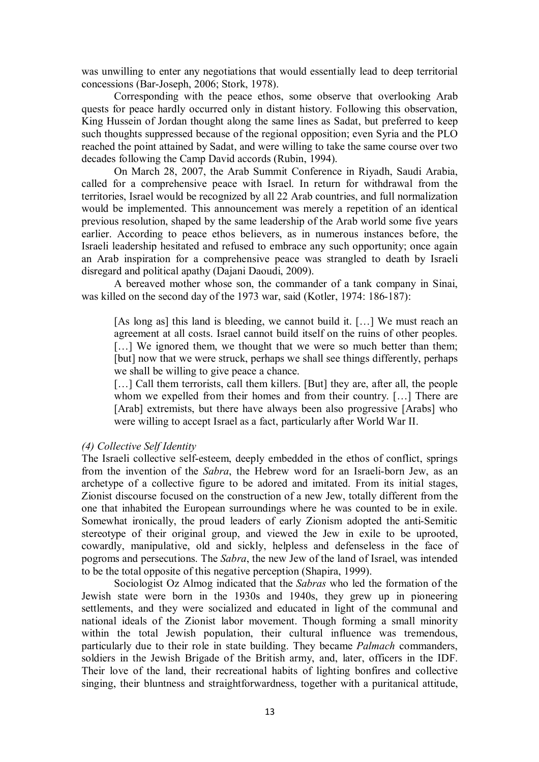was unwilling to enter any negotiations that would essentially lead to deep territorial concessions (Bar-Joseph, 2006; Stork, 1978).

Corresponding with the peace ethos, some observe that overlooking Arab quests for peace hardly occurred only in distant history. Following this observation, King Hussein of Jordan thought along the same lines as Sadat, but preferred to keep such thoughts suppressed because of the regional opposition; even Syria and the PLO reached the point attained by Sadat, and were willing to take the same course over two decades following the Camp David accords (Rubin, 1994).

On March 28, 2007, the Arab Summit Conference in Riyadh, Saudi Arabia, called for a comprehensive peace with Israel. In return for withdrawal from the territories, Israel would be recognized by all 22 Arab countries, and full normalization would be implemented. This announcement was merely a repetition of an identical previous resolution, shaped by the same leadership of the Arab world some five years earlier. According to peace ethos believers, as in numerous instances before, the Israeli leadership hesitated and refused to embrace any such opportunity; once again an Arab inspiration for a comprehensive peace was strangled to death by Israeli disregard and political apathy (Dajani Daoudi, 2009).

A bereaved mother whose son, the commander of a tank company in Sinai, was killed on the second day of the 1973 war, said (Kotler, 1974: 186-187):

> [As long as] this land is bleeding, we cannot build it. […] We must reach an agreement at all costs. Israel cannot build itself on the ruins of other peoples. […] We ignored them, we thought that we were so much better than them; [but] now that we were struck, perhaps we shall see things differently, perhaps we shall be willing to give peace a chance.
>
> […] Call them terrorists, call them killers. [But] they are, after all, the people whom we expelled from their homes and from their country. […] There are [Arab] extremists, but there have always been also progressive [Arabs] who were willing to accept Israel as a fact, particularly after World War II.

*(4) Collective Self Identity*

The Israeli collective self-esteem, deeply embedded in the ethos of conflict, springs from the invention of the *Sabra*, the Hebrew word for an Israeli-born Jew, as an archetype of a collective figure to be adored and imitated. From its initial stages, Zionist discourse focused on the construction of a new Jew, totally different from the one that inhabited the European surroundings where he was counted to be in exile. Somewhat ironically, the proud leaders of early Zionism adopted the anti-Semitic stereotype of their original group, and viewed the Jew in exile to be uprooted, cowardly, manipulative, old and sickly, helpless and defenseless in the face of pogroms and persecutions. The *Sabra*, the new Jew of the land of Israel, was intended to be the total opposite of this negative perception (Shapira, 1999).

Sociologist Oz Almog indicated that the *Sabras* who led the formation of the Jewish state were born in the 1930s and 1940s, they grew up in pioneering settlements, and they were socialized and educated in light of the communal and national ideals of the Zionist labor movement. Though forming a small minority within the total Jewish population, their cultural influence was tremendous, particularly due to their role in state building. They became *Palmach* commanders, soldiers in the Jewish Brigade of the British army, and, later, officers in the IDF. Their love of the land, their recreational habits of lighting bonfires and collective singing, their bluntness and straightforwardness, together with a puritanical attitude,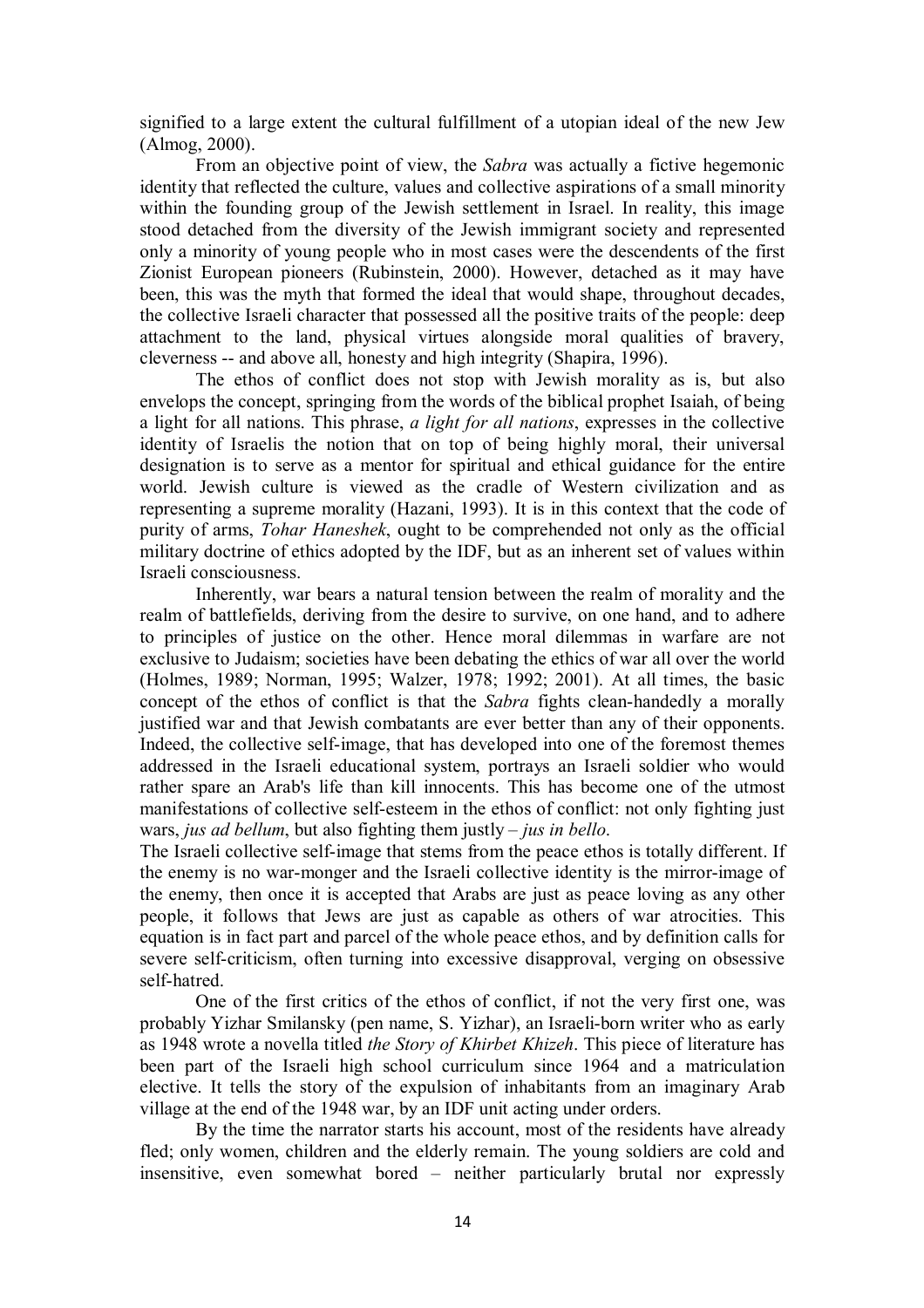signified to a large extent the cultural fulfillment of a utopian ideal of the new Jew (Almog, 2000).

From an objective point of view, the *Sabra* was actually a fictive hegemonic identity that reflected the culture, values and collective aspirations of a small minority within the founding group of the Jewish settlement in Israel. In reality, this image stood detached from the diversity of the Jewish immigrant society and represented only a minority of young people who in most cases were the descendents of the first Zionist European pioneers (Rubinstein, 2000). However, detached as it may have been, this was the myth that formed the ideal that would shape, throughout decades, the collective Israeli character that possessed all the positive traits of the people: deep attachment to the land, physical virtues alongside moral qualities of bravery, cleverness -- and above all, honesty and high integrity (Shapira, 1996).

The ethos of conflict does not stop with Jewish morality as is, but also envelops the concept, springing from the words of the biblical prophet Isaiah, of being a light for all nations. This phrase, *a light for all nations*, expresses in the collective identity of Israelis the notion that on top of being highly moral, their universal designation is to serve as a mentor for spiritual and ethical guidance for the entire world. Jewish culture is viewed as the cradle of Western civilization and as representing a supreme morality (Hazani, 1993). It is in this context that the code of purity of arms, *Tohar Haneshek*, ought to be comprehended not only as the official military doctrine of ethics adopted by the IDF, but as an inherent set of values within Israeli consciousness.

Inherently, war bears a natural tension between the realm of morality and the realm of battlefields, deriving from the desire to survive, on one hand, and to adhere to principles of justice on the other. Hence moral dilemmas in warfare are not exclusive to Judaism; societies have been debating the ethics of war all over the world (Holmes, 1989; Norman, 1995; Walzer, 1978; 1992; 2001). At all times, the basic concept of the ethos of conflict is that the *Sabra* fights clean-handedly a morally justified war and that Jewish combatants are ever better than any of their opponents. Indeed, the collective self-image, that has developed into one of the foremost themes addressed in the Israeli educational system, portrays an Israeli soldier who would rather spare an Arab's life than kill innocents. This has become one of the utmost manifestations of collective self-esteem in the ethos of conflict: not only fighting just wars, *jus ad bellum*, but also fighting them justly – *jus in bello*.

The Israeli collective self-image that stems from the peace ethos is totally different. If the enemy is no war-monger and the Israeli collective identity is the mirror-image of the enemy, then once it is accepted that Arabs are just as peace loving as any other people, it follows that Jews are just as capable as others of war atrocities. This equation is in fact part and parcel of the whole peace ethos, and by definition calls for severe self-criticism, often turning into excessive disapproval, verging on obsessive self-hatred.

One of the first critics of the ethos of conflict, if not the very first one, was probably Yizhar Smilansky (pen name, S. Yizhar), an Israeli-born writer who as early as 1948 wrote a novella titled *the Story of Khirbet Khizeh*. This piece of literature has been part of the Israeli high school curriculum since 1964 and a matriculation elective. It tells the story of the expulsion of inhabitants from an imaginary Arab village at the end of the 1948 war, by an IDF unit acting under orders.

By the time the narrator starts his account, most of the residents have already fled; only women, children and the elderly remain. The young soldiers are cold and insensitive, even somewhat bored – neither particularly brutal nor expressly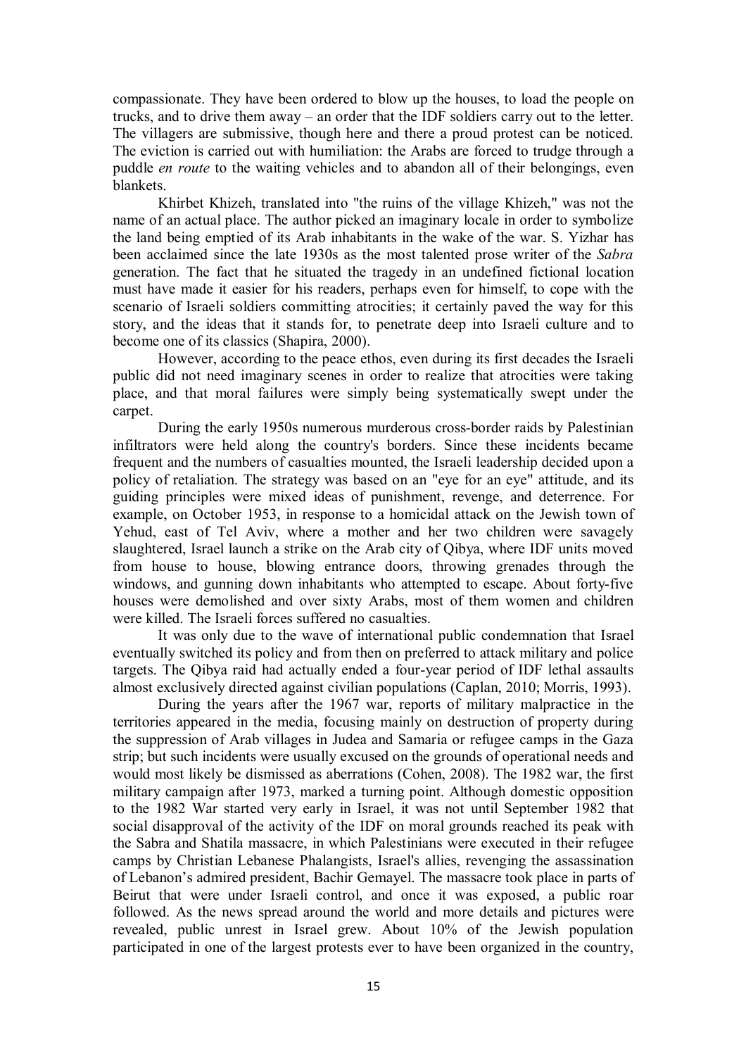compassionate. They have been ordered to blow up the houses, to load the people on trucks, and to drive them away – an order that the IDF soldiers carry out to the letter. The villagers are submissive, though here and there a proud protest can be noticed. The eviction is carried out with humiliation: the Arabs are forced to trudge through a puddle *en route* to the waiting vehicles and to abandon all of their belongings, even blankets.

Khirbet Khizeh, translated into "the ruins of the village Khizeh," was not the name of an actual place. The author picked an imaginary locale in order to symbolize the land being emptied of its Arab inhabitants in the wake of the war. S. Yizhar has been acclaimed since the late 1930s as the most talented prose writer of the *Sabra* generation. The fact that he situated the tragedy in an undefined fictional location must have made it easier for his readers, perhaps even for himself, to cope with the scenario of Israeli soldiers committing atrocities; it certainly paved the way for this story, and the ideas that it stands for, to penetrate deep into Israeli culture and to become one of its classics (Shapira, 2000).

However, according to the peace ethos, even during its first decades the Israeli public did not need imaginary scenes in order to realize that atrocities were taking place, and that moral failures were simply being systematically swept under the carpet.

During the early 1950s numerous murderous cross-border raids by Palestinian infiltrators were held along the country's borders. Since these incidents became frequent and the numbers of casualties mounted, the Israeli leadership decided upon a policy of retaliation. The strategy was based on an "eye for an eye" attitude, and its guiding principles were mixed ideas of punishment, revenge, and deterrence. For example, on October 1953, in response to a homicidal attack on the Jewish town of Yehud, east of Tel Aviv, where a mother and her two children were savagely slaughtered, Israel launch a strike on the Arab city of Qibya, where IDF units moved from house to house, blowing entrance doors, throwing grenades through the windows, and gunning down inhabitants who attempted to escape. About forty-five houses were demolished and over sixty Arabs, most of them women and children were killed. The Israeli forces suffered no casualties.

It was only due to the wave of international public condemnation that Israel eventually switched its policy and from then on preferred to attack military and police targets. The Qibya raid had actually ended a four-year period of IDF lethal assaults almost exclusively directed against civilian populations (Caplan, 2010; Morris, 1993).

During the years after the 1967 war, reports of military malpractice in the territories appeared in the media, focusing mainly on destruction of property during the suppression of Arab villages in Judea and Samaria or refugee camps in the Gaza strip; but such incidents were usually excused on the grounds of operational needs and would most likely be dismissed as aberrations (Cohen, 2008). The 1982 war, the first military campaign after 1973, marked a turning point. Although domestic opposition to the 1982 War started very early in Israel, it was not until September 1982 that social disapproval of the activity of the IDF on moral grounds reached its peak with the Sabra and Shatila massacre, in which Palestinians were executed in their refugee camps by Christian Lebanese Phalangists, Israel's allies, revenging the assassination of Lebanon's admired president, Bachir Gemayel. The massacre took place in parts of Beirut that were under Israeli control, and once it was exposed, a public roar followed. As the news spread around the world and more details and pictures were revealed, public unrest in Israel grew. About 10% of the Jewish population participated in one of the largest protests ever to have been organized in the country,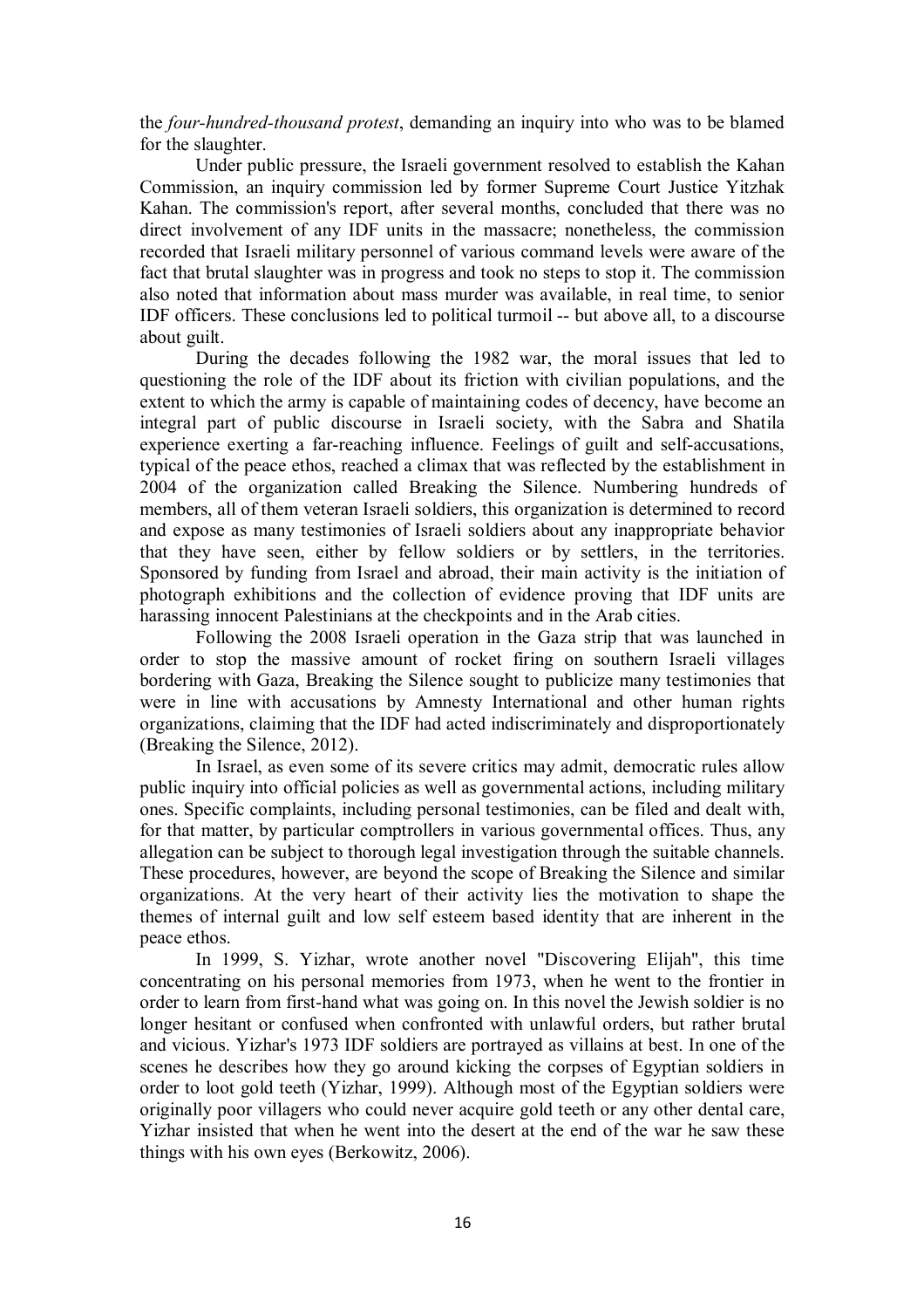the *four-hundred-thousand protest*, demanding an inquiry into who was to be blamed for the slaughter.

Under public pressure, the Israeli government resolved to establish the Kahan Commission, an inquiry commission led by former Supreme Court Justice Yitzhak Kahan. The commission's report, after several months, concluded that there was no direct involvement of any IDF units in the massacre; nonetheless, the commission recorded that Israeli military personnel of various command levels were aware of the fact that brutal slaughter was in progress and took no steps to stop it. The commission also noted that information about mass murder was available, in real time, to senior IDF officers. These conclusions led to political turmoil -- but above all, to a discourse about guilt.

During the decades following the 1982 war, the moral issues that led to questioning the role of the IDF about its friction with civilian populations, and the extent to which the army is capable of maintaining codes of decency, have become an integral part of public discourse in Israeli society, with the Sabra and Shatila experience exerting a far-reaching influence. Feelings of guilt and self-accusations, typical of the peace ethos, reached a climax that was reflected by the establishment in 2004 of the organization called Breaking the Silence. Numbering hundreds of members, all of them veteran Israeli soldiers, this organization is determined to record and expose as many testimonies of Israeli soldiers about any inappropriate behavior that they have seen, either by fellow soldiers or by settlers, in the territories. Sponsored by funding from Israel and abroad, their main activity is the initiation of photograph exhibitions and the collection of evidence proving that IDF units are harassing innocent Palestinians at the checkpoints and in the Arab cities.

Following the 2008 Israeli operation in the Gaza strip that was launched in order to stop the massive amount of rocket firing on southern Israeli villages bordering with Gaza, Breaking the Silence sought to publicize many testimonies that were in line with accusations by Amnesty International and other human rights organizations, claiming that the IDF had acted indiscriminately and disproportionately (Breaking the Silence, 2012).

In Israel, as even some of its severe critics may admit, democratic rules allow public inquiry into official policies as well as governmental actions, including military ones. Specific complaints, including personal testimonies, can be filed and dealt with, for that matter, by particular comptrollers in various governmental offices. Thus, any allegation can be subject to thorough legal investigation through the suitable channels. These procedures, however, are beyond the scope of Breaking the Silence and similar organizations. At the very heart of their activity lies the motivation to shape the themes of internal guilt and low self esteem based identity that are inherent in the peace ethos.

In 1999, S. Yizhar, wrote another novel "Discovering Elijah", this time concentrating on his personal memories from 1973, when he went to the frontier in order to learn from first-hand what was going on. In this novel the Jewish soldier is no longer hesitant or confused when confronted with unlawful orders, but rather brutal and vicious. Yizhar's 1973 IDF soldiers are portrayed as villains at best. In one of the scenes he describes how they go around kicking the corpses of Egyptian soldiers in order to loot gold teeth (Yizhar, 1999). Although most of the Egyptian soldiers were originally poor villagers who could never acquire gold teeth or any other dental care, Yizhar insisted that when he went into the desert at the end of the war he saw these things with his own eyes (Berkowitz, 2006).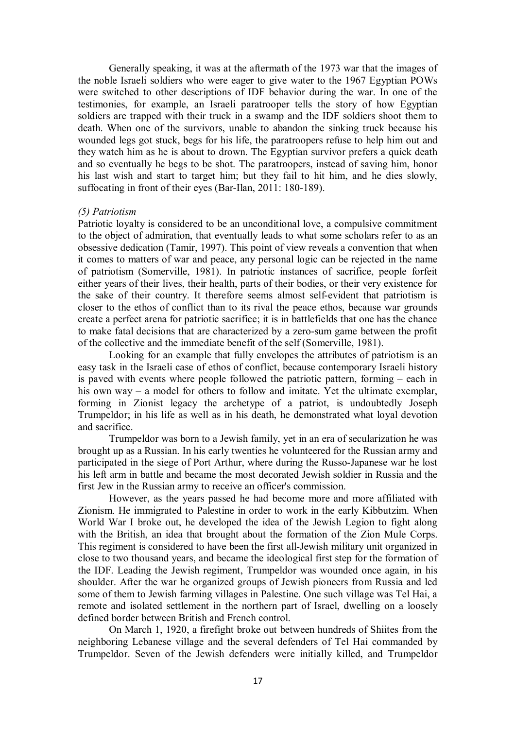Generally speaking, it was at the aftermath of the 1973 war that the images of the noble Israeli soldiers who were eager to give water to the 1967 Egyptian POWs were switched to other descriptions of IDF behavior during the war. In one of the testimonies, for example, an Israeli paratrooper tells the story of how Egyptian soldiers are trapped with their truck in a swamp and the IDF soldiers shoot them to death. When one of the survivors, unable to abandon the sinking truck because his wounded legs got stuck, begs for his life, the paratroopers refuse to help him out and they watch him as he is about to drown. The Egyptian survivor prefers a quick death and so eventually he begs to be shot. The paratroopers, instead of saving him, honor his last wish and start to target him; but they fail to hit him, and he dies slowly, suffocating in front of their eyes (Bar-Ilan, 2011: 180-189).

*(5) Patriotism*

Patriotic loyalty is considered to be an unconditional love, a compulsive commitment to the object of admiration, that eventually leads to what some scholars refer to as an obsessive dedication (Tamir, 1997). This point of view reveals a convention that when it comes to matters of war and peace, any personal logic can be rejected in the name of patriotism (Somerville, 1981). In patriotic instances of sacrifice, people forfeit either years of their lives, their health, parts of their bodies, or their very existence for the sake of their country. It therefore seems almost self-evident that patriotism is closer to the ethos of conflict than to its rival the peace ethos, because war grounds create a perfect arena for patriotic sacrifice; it is in battlefields that one has the chance to make fatal decisions that are characterized by a zero-sum game between the profit of the collective and the immediate benefit of the self (Somerville, 1981).

Looking for an example that fully envelopes the attributes of patriotism is an easy task in the Israeli case of ethos of conflict, because contemporary Israeli history is paved with events where people followed the patriotic pattern, forming – each in his own way – a model for others to follow and imitate. Yet the ultimate exemplar, forming in Zionist legacy the archetype of a patriot, is undoubtedly Joseph Trumpeldor; in his life as well as in his death, he demonstrated what loyal devotion and sacrifice.

Trumpeldor was born to a Jewish family, yet in an era of secularization he was brought up as a Russian. In his early twenties he volunteered for the Russian army and participated in the siege of Port Arthur, where during the Russo-Japanese war he lost his left arm in battle and became the most decorated Jewish soldier in Russia and the first Jew in the Russian army to receive an officer's commission.

However, as the years passed he had become more and more affiliated with Zionism. He immigrated to Palestine in order to work in the early Kibbutzim. When World War I broke out, he developed the idea of the Jewish Legion to fight along with the British, an idea that brought about the formation of the Zion Mule Corps. This regiment is considered to have been the first all-Jewish military unit organized in close to two thousand years, and became the ideological first step for the formation of the IDF. Leading the Jewish regiment, Trumpeldor was wounded once again, in his shoulder. After the war he organized groups of Jewish pioneers from Russia and led some of them to Jewish farming villages in Palestine. One such village was Tel Hai, a remote and isolated settlement in the northern part of Israel, dwelling on a loosely defined border between British and French control.

On March 1, 1920, a firefight broke out between hundreds of Shiites from the neighboring Lebanese village and the several defenders of Tel Hai commanded by Trumpeldor. Seven of the Jewish defenders were initially killed, and Trumpeldor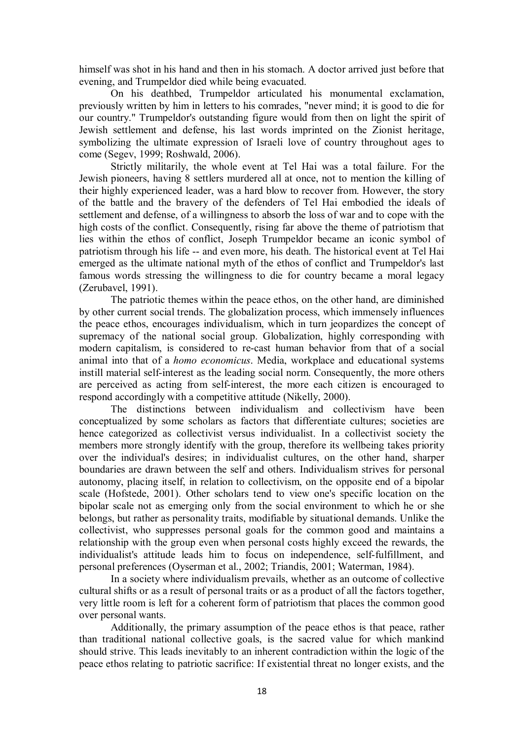himself was shot in his hand and then in his stomach. A doctor arrived just before that evening, and Trumpeldor died while being evacuated.

On his deathbed, Trumpeldor articulated his monumental exclamation, previously written by him in letters to his comrades, "never mind; it is good to die for our country." Trumpeldor's outstanding figure would from then on light the spirit of Jewish settlement and defense, his last words imprinted on the Zionist heritage, symbolizing the ultimate expression of Israeli love of country throughout ages to come (Segev, 1999; Roshwald, 2006).

Strictly militarily, the whole event at Tel Hai was a total failure. For the Jewish pioneers, having 8 settlers murdered all at once, not to mention the killing of their highly experienced leader, was a hard blow to recover from. However, the story of the battle and the bravery of the defenders of Tel Hai embodied the ideals of settlement and defense, of a willingness to absorb the loss of war and to cope with the high costs of the conflict. Consequently, rising far above the theme of patriotism that lies within the ethos of conflict, Joseph Trumpeldor became an iconic symbol of patriotism through his life -- and even more, his death. The historical event at Tel Hai emerged as the ultimate national myth of the ethos of conflict and Trumpeldor's last famous words stressing the willingness to die for country became a moral legacy (Zerubavel, 1991).

The patriotic themes within the peace ethos, on the other hand, are diminished by other current social trends. The globalization process, which immensely influences the peace ethos, encourages individualism, which in turn jeopardizes the concept of supremacy of the national social group. Globalization, highly corresponding with modern capitalism, is considered to re-cast human behavior from that of a social animal into that of a *homo economicus*. Media, workplace and educational systems instill material self-interest as the leading social norm. Consequently, the more others are perceived as acting from self-interest, the more each citizen is encouraged to respond accordingly with a competitive attitude (Nikelly, 2000).

The distinctions between individualism and collectivism have been conceptualized by some scholars as factors that differentiate cultures; societies are hence categorized as collectivist versus individualist. In a collectivist society the members more strongly identify with the group, therefore its wellbeing takes priority over the individual's desires; in individualist cultures, on the other hand, sharper boundaries are drawn between the self and others. Individualism strives for personal autonomy, placing itself, in relation to collectivism, on the opposite end of a bipolar scale (Hofstede, 2001). Other scholars tend to view one's specific location on the bipolar scale not as emerging only from the social environment to which he or she belongs, but rather as personality traits, modifiable by situational demands. Unlike the collectivist, who suppresses personal goals for the common good and maintains a relationship with the group even when personal costs highly exceed the rewards, the individualist's attitude leads him to focus on independence, self-fulfillment, and personal preferences (Oyserman et al., 2002; Triandis, 2001; Waterman, 1984).

In a society where individualism prevails, whether as an outcome of collective cultural shifts or as a result of personal traits or as a product of all the factors together, very little room is left for a coherent form of patriotism that places the common good over personal wants.

Additionally, the primary assumption of the peace ethos is that peace, rather than traditional national collective goals, is the sacred value for which mankind should strive. This leads inevitably to an inherent contradiction within the logic of the peace ethos relating to patriotic sacrifice: If existential threat no longer exists, and the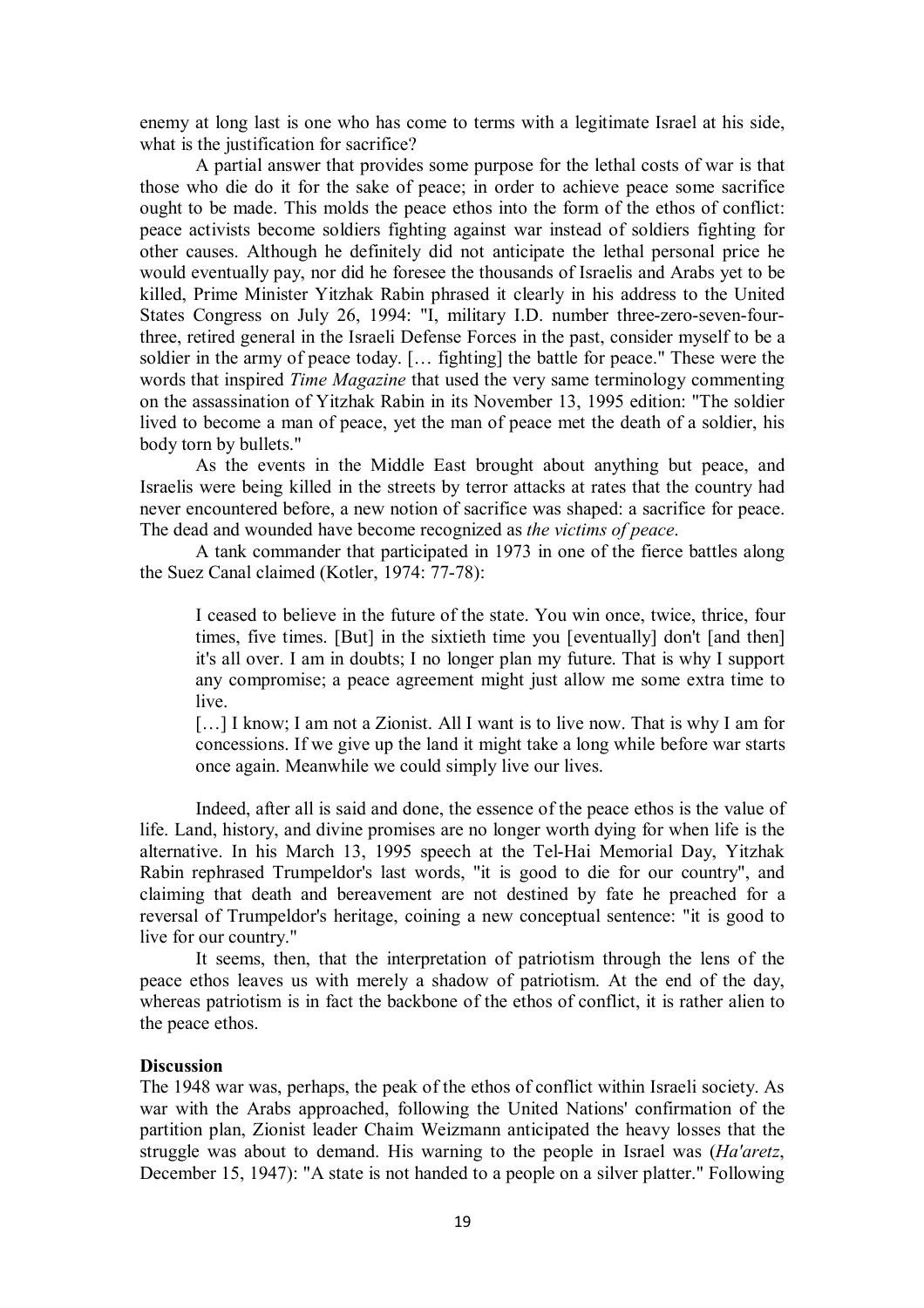enemy at long last is one who has come to terms with a legitimate Israel at his side, what is the justification for sacrifice?

A partial answer that provides some purpose for the lethal costs of war is that those who die do it for the sake of peace; in order to achieve peace some sacrifice ought to be made. This molds the peace ethos into the form of the ethos of conflict: peace activists become soldiers fighting against war instead of soldiers fighting for other causes. Although he definitely did not anticipate the lethal personal price he would eventually pay, nor did he foresee the thousands of Israelis and Arabs yet to be killed, Prime Minister Yitzhak Rabin phrased it clearly in his address to the United States Congress on July 26, 1994: "I, military I.D. number three-zero-seven-four-three, retired general in the Israeli Defense Forces in the past, consider myself to be a soldier in the army of peace today. [… fighting] the battle for peace." These were the words that inspired *Time Magazine* that used the very same terminology commenting on the assassination of Yitzhak Rabin in its November 13, 1995 edition: "The soldier lived to become a man of peace, yet the man of peace met the death of a soldier, his body torn by bullets."

As the events in the Middle East brought about anything but peace, and Israelis were being killed in the streets by terror attacks at rates that the country had never encountered before, a new notion of sacrifice was shaped: a sacrifice for peace. The dead and wounded have become recognized as *the victims of peace*.

A tank commander that participated in 1973 in one of the fierce battles along the Suez Canal claimed (Kotler, 1974: 77-78):

> I ceased to believe in the future of the state. You win once, twice, thrice, four times, five times. [But] in the sixtieth time you [eventually] don't [and then] it's all over. I am in doubts; I no longer plan my future. That is why I support any compromise; a peace agreement might just allow me some extra time to live.
>
> […] I know; I am not a Zionist. All I want is to live now. That is why I am for concessions. If we give up the land it might take a long while before war starts once again. Meanwhile we could simply live our lives.

Indeed, after all is said and done, the essence of the peace ethos is the value of life. Land, history, and divine promises are no longer worth dying for when life is the alternative. In his March 13, 1995 speech at the Tel-Hai Memorial Day, Yitzhak Rabin rephrased Trumpeldor's last words, "it is good to die for our country", and claiming that death and bereavement are not destined by fate he preached for a reversal of Trumpeldor's heritage, coining a new conceptual sentence: "it is good to live for our country."

It seems, then, that the interpretation of patriotism through the lens of the peace ethos leaves us with merely a shadow of patriotism. At the end of the day, whereas patriotism is in fact the backbone of the ethos of conflict, it is rather alien to the peace ethos.

**Discussion**

The 1948 war was, perhaps, the peak of the ethos of conflict within Israeli society. As war with the Arabs approached, following the United Nations' confirmation of the partition plan, Zionist leader Chaim Weizmann anticipated the heavy losses that the struggle was about to demand. His warning to the people in Israel was (*Ha'aretz*, December 15, 1947): "A state is not handed to a people on a silver platter." Following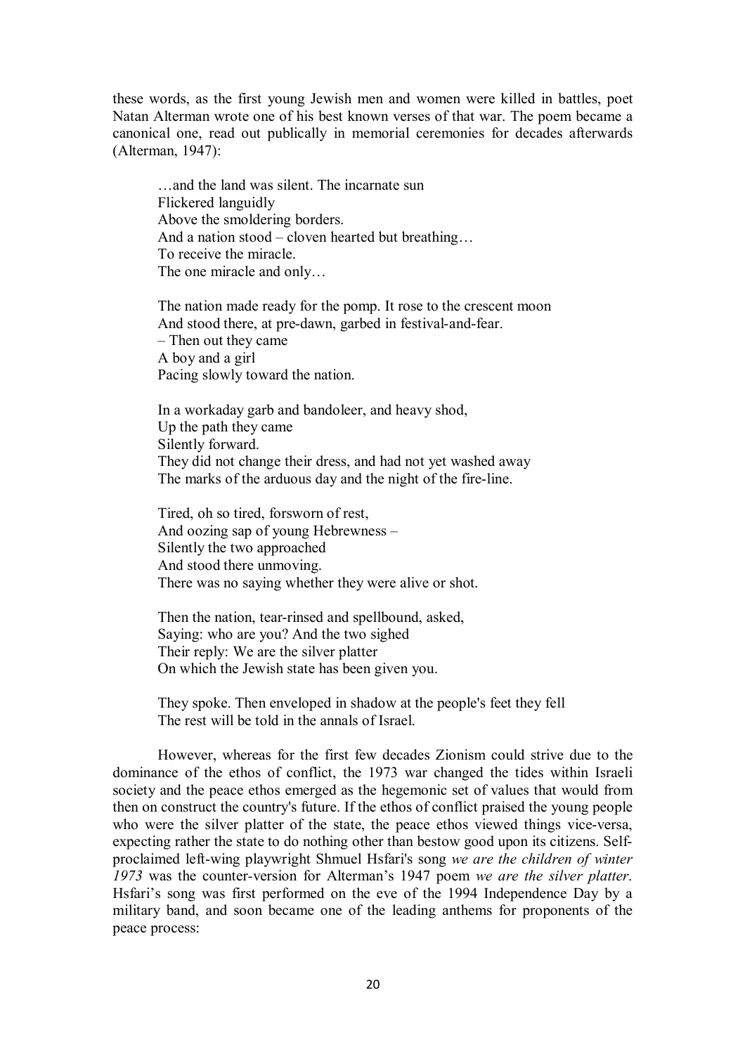these words, as the first young Jewish men and women were killed in battles, poet Natan Alterman wrote one of his best known verses of that war. The poem became a canonical one, read out publically in memorial ceremonies for decades afterwards (Alterman, 1947):

> …and the land was silent. The incarnate sun  
> Flickered languidly  
> Above the smoldering borders.  
> And a nation stood – cloven hearted but breathing…  
> To receive the miracle.  
> The one miracle and only…
>
> The nation made ready for the pomp. It rose to the crescent moon  
> And stood there, at pre-dawn, garbed in festival-and-fear.  
> – Then out they came  
> A boy and a girl  
> Pacing slowly toward the nation.
>
> In a workaday garb and bandoleer, and heavy shod,  
> Up the path they came  
> Silently forward.  
> They did not change their dress, and had not yet washed away  
> The marks of the arduous day and the night of the fire-line.
>
> Tired, oh so tired, forsworn of rest,  
> And oozing sap of young Hebrewness –  
> Silently the two approached  
> And stood there unmoving.  
> There was no saying whether they were alive or shot.
>
> Then the nation, tear-rinsed and spellbound, asked,  
> Saying: who are you? And the two sighed  
> Their reply: We are the silver platter  
> On which the Jewish state has been given you.
>
> They spoke. Then enveloped in shadow at the people's feet they fell  
> The rest will be told in the annals of Israel.

However, whereas for the first few decades Zionism could strive due to the dominance of the ethos of conflict, the 1973 war changed the tides within Israeli society and the peace ethos emerged as the hegemonic set of values that would from then on construct the country's future. If the ethos of conflict praised the young people who were the silver platter of the state, the peace ethos viewed things vice-versa, expecting rather the state to do nothing other than bestow good upon its citizens. Self-proclaimed left-wing playwright Shmuel Hsfari's song *we are the children of winter 1973* was the counter-version for Alterman's 1947 poem *we are the silver platter*. Hsfari's song was first performed on the eve of the 1994 Independence Day by a military band, and soon became one of the leading anthems for proponents of the peace process: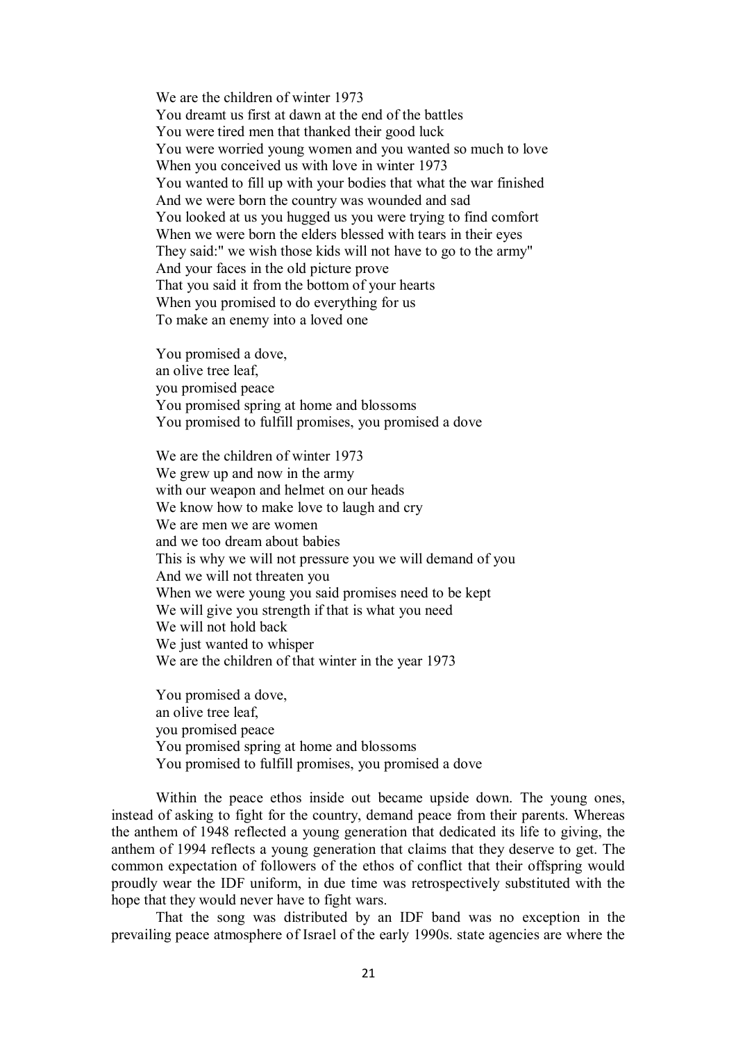We are the children of winter 1973
You dreamt us first at dawn at the end of the battles
You were tired men that thanked their good luck
You were worried young women and you wanted so much to love
When you conceived us with love in winter 1973
You wanted to fill up with your bodies that what the war finished
And we were born the country was wounded and sad
You looked at us you hugged us you were trying to find comfort
When we were born the elders blessed with tears in their eyes
They said:" we wish those kids will not have to go to the army"
And your faces in the old picture prove
That you said it from the bottom of your hearts
When you promised to do everything for us
To make an enemy into a loved one

You promised a dove,
an olive tree leaf,
you promised peace
You promised spring at home and blossoms
You promised to fulfill promises, you promised a dove

We are the children of winter 1973
We grew up and now in the army
with our weapon and helmet on our heads
We know how to make love to laugh and cry
We are men we are women
and we too dream about babies
This is why we will not pressure you we will demand of you
And we will not threaten you
When we were young you said promises need to be kept
We will give you strength if that is what you need
We will not hold back
We just wanted to whisper
We are the children of that winter in the year 1973

You promised a dove,
an olive tree leaf,
you promised peace
You promised spring at home and blossoms
You promised to fulfill promises, you promised a dove

Within the peace ethos inside out became upside down. The young ones, instead of asking to fight for the country, demand peace from their parents. Whereas the anthem of 1948 reflected a young generation that dedicated its life to giving, the anthem of 1994 reflects a young generation that claims that they deserve to get. The common expectation of followers of the ethos of conflict that their offspring would proudly wear the IDF uniform, in due time was retrospectively substituted with the hope that they would never have to fight wars.

That the song was distributed by an IDF band was no exception in the prevailing peace atmosphere of Israel of the early 1990s. state agencies are where the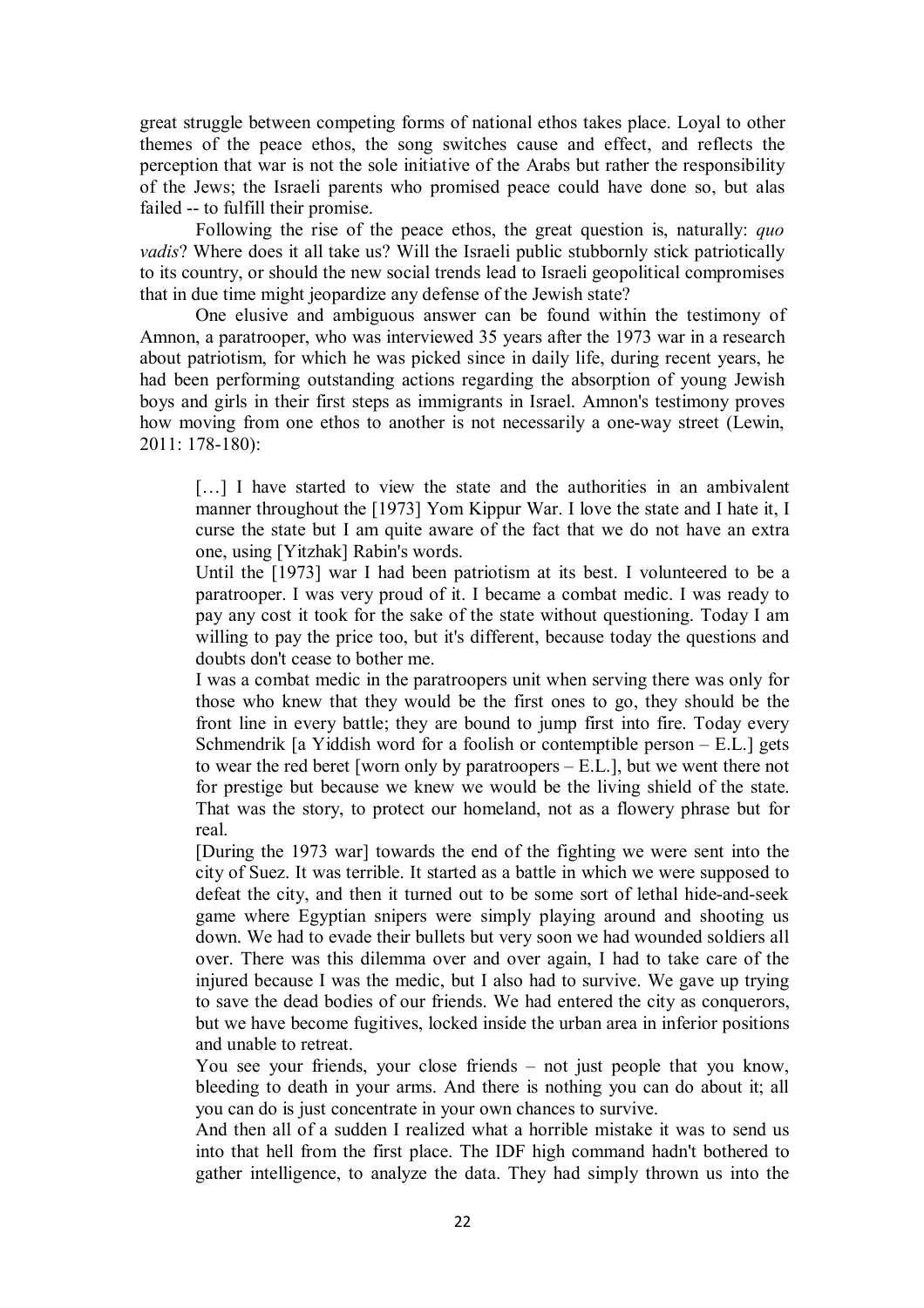great struggle between competing forms of national ethos takes place. Loyal to other themes of the peace ethos, the song switches cause and effect, and reflects the perception that war is not the sole initiative of the Arabs but rather the responsibility of the Jews; the Israeli parents who promised peace could have done so, but alas failed -- to fulfill their promise.

Following the rise of the peace ethos, the great question is, naturally: *quo vadis*? Where does it all take us? Will the Israeli public stubbornly stick patriotically to its country, or should the new social trends lead to Israeli geopolitical compromises that in due time might jeopardize any defense of the Jewish state?

One elusive and ambiguous answer can be found within the testimony of Amnon, a paratrooper, who was interviewed 35 years after the 1973 war in a research about patriotism, for which he was picked since in daily life, during recent years, he had been performing outstanding actions regarding the absorption of young Jewish boys and girls in their first steps as immigrants in Israel. Amnon's testimony proves how moving from one ethos to another is not necessarily a one-way street (Lewin, 2011: 178-180):

> […] I have started to view the state and the authorities in an ambivalent manner throughout the [1973] Yom Kippur War. I love the state and I hate it, I curse the state but I am quite aware of the fact that we do not have an extra one, using [Yitzhak] Rabin's words.
>
> Until the [1973] war I had been patriotism at its best. I volunteered to be a paratrooper. I was very proud of it. I became a combat medic. I was ready to pay any cost it took for the sake of the state without questioning. Today I am willing to pay the price too, but it's different, because today the questions and doubts don't cease to bother me.
>
> I was a combat medic in the paratroopers unit when serving there was only for those who knew that they would be the first ones to go, they should be the front line in every battle; they are bound to jump first into fire. Today every Schmendrik [a Yiddish word for a foolish or contemptible person – E.L.] gets to wear the red beret [worn only by paratroopers – E.L.], but we went there not for prestige but because we knew we would be the living shield of the state. That was the story, to protect our homeland, not as a flowery phrase but for real.
>
> [During the 1973 war] towards the end of the fighting we were sent into the city of Suez. It was terrible. It started as a battle in which we were supposed to defeat the city, and then it turned out to be some sort of lethal hide-and-seek game where Egyptian snipers were simply playing around and shooting us down. We had to evade their bullets but very soon we had wounded soldiers all over. There was this dilemma over and over again, I had to take care of the injured because I was the medic, but I also had to survive. We gave up trying to save the dead bodies of our friends. We had entered the city as conquerors, but we have become fugitives, locked inside the urban area in inferior positions and unable to retreat.
>
> You see your friends, your close friends – not just people that you know, bleeding to death in your arms. And there is nothing you can do about it; all you can do is just concentrate in your own chances to survive.
>
> And then all of a sudden I realized what a horrible mistake it was to send us into that hell from the first place. The IDF high command hadn't bothered to gather intelligence, to analyze the data. They had simply thrown us into the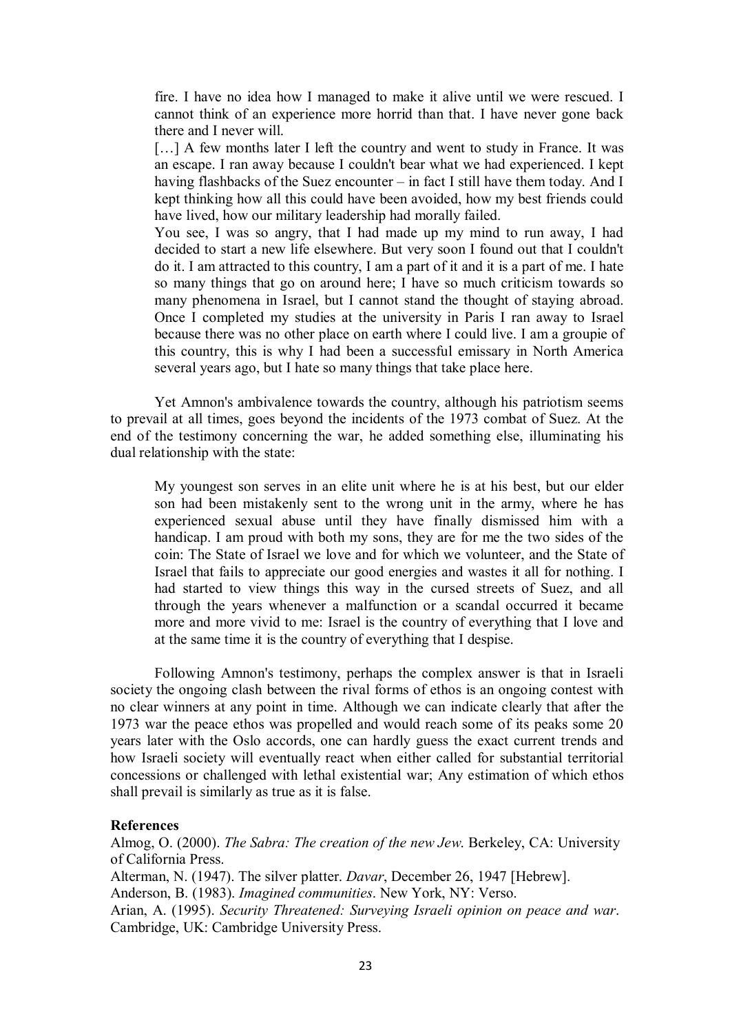> fire. I have no idea how I managed to make it alive until we were rescued. I cannot think of an experience more horrid than that. I have never gone back there and I never will.
>
> […] A few months later I left the country and went to study in France. It was an escape. I ran away because I couldn't bear what we had experienced. I kept having flashbacks of the Suez encounter – in fact I still have them today. And I kept thinking how all this could have been avoided, how my best friends could have lived, how our military leadership had morally failed.
>
> You see, I was so angry, that I had made up my mind to run away, I had decided to start a new life elsewhere. But very soon I found out that I couldn't do it. I am attracted to this country, I am a part of it and it is a part of me. I hate so many things that go on around here; I have so much criticism towards so many phenomena in Israel, but I cannot stand the thought of staying abroad. Once I completed my studies at the university in Paris I ran away to Israel because there was no other place on earth where I could live. I am a groupie of this country, this is why I had been a successful emissary in North America several years ago, but I hate so many things that take place here.

Yet Amnon's ambivalence towards the country, although his patriotism seems to prevail at all times, goes beyond the incidents of the 1973 combat of Suez. At the end of the testimony concerning the war, he added something else, illuminating his dual relationship with the state:

> My youngest son serves in an elite unit where he is at his best, but our elder son had been mistakenly sent to the wrong unit in the army, where he has experienced sexual abuse until they have finally dismissed him with a handicap. I am proud with both my sons, they are for me the two sides of the coin: The State of Israel we love and for which we volunteer, and the State of Israel that fails to appreciate our good energies and wastes it all for nothing. I had started to view things this way in the cursed streets of Suez, and all through the years whenever a malfunction or a scandal occurred it became more and more vivid to me: Israel is the country of everything that I love and at the same time it is the country of everything that I despise.

Following Amnon's testimony, perhaps the complex answer is that in Israeli society the ongoing clash between the rival forms of ethos is an ongoing contest with no clear winners at any point in time. Although we can indicate clearly that after the 1973 war the peace ethos was propelled and would reach some of its peaks some 20 years later with the Oslo accords, one can hardly guess the exact current trends and how Israeli society will eventually react when either called for substantial territorial concessions or challenged with lethal existential war; Any estimation of which ethos shall prevail is similarly as true as it is false.

**References**

Almog, O. (2000). *The Sabra: The creation of the new Jew*. Berkeley, CA: University of California Press.

Alterman, N. (1947). The silver platter. *Davar*, December 26, 1947 [Hebrew].

Anderson, B. (1983). *Imagined communities*. New York, NY: Verso.

Arian, A. (1995). *Security Threatened: Surveying Israeli opinion on peace and war*. Cambridge, UK: Cambridge University Press.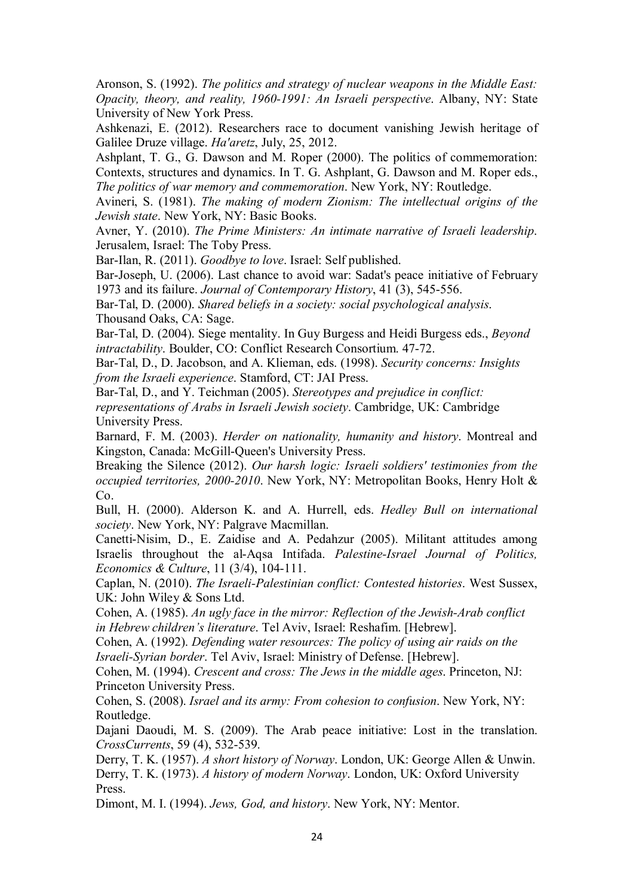Aronson, S. (1992). *The politics and strategy of nuclear weapons in the Middle East: Opacity, theory, and reality, 1960-1991: An Israeli perspective*. Albany, NY: State University of New York Press.

Ashkenazi, E. (2012). Researchers race to document vanishing Jewish heritage of Galilee Druze village. *Ha'aretz*, July, 25, 2012.

Ashplant, T. G., G. Dawson and M. Roper (2000). The politics of commemoration: Contexts, structures and dynamics. In T. G. Ashplant, G. Dawson and M. Roper eds., *The politics of war memory and commemoration*. New York, NY: Routledge.

Avineri, S. (1981). *The making of modern Zionism: The intellectual origins of the Jewish state*. New York, NY: Basic Books.

Avner, Y. (2010). *The Prime Ministers: An intimate narrative of Israeli leadership*. Jerusalem, Israel: The Toby Press.

Bar-Ilan, R. (2011). *Goodbye to love*. Israel: Self published.

Bar-Joseph, U. (2006). Last chance to avoid war: Sadat's peace initiative of February 1973 and its failure. *Journal of Contemporary History*, 41 (3), 545-556.

Bar-Tal, D. (2000). *Shared beliefs in a society: social psychological analysis*. Thousand Oaks, CA: Sage.

Bar-Tal, D. (2004). Siege mentality. In Guy Burgess and Heidi Burgess eds., *Beyond intractability*. Boulder, CO: Conflict Research Consortium. 47-72.

Bar-Tal, D., D. Jacobson, and A. Klieman, eds. (1998). *Security concerns: Insights from the Israeli experience*. Stamford, CT: JAI Press.

Bar-Tal, D., and Y. Teichman (2005). *Stereotypes and prejudice in conflict: representations of Arabs in Israeli Jewish society*. Cambridge, UK: Cambridge University Press.

Barnard, F. M. (2003). *Herder on nationality, humanity and history*. Montreal and Kingston, Canada: McGill-Queen's University Press.

Breaking the Silence (2012). *Our harsh logic: Israeli soldiers' testimonies from the occupied territories, 2000-2010*. New York, NY: Metropolitan Books, Henry Holt & Co.

Bull, H. (2000). Alderson K. and A. Hurrell, eds. *Hedley Bull on international society*. New York, NY: Palgrave Macmillan.

Canetti-Nisim, D., E. Zaidise and A. Pedahzur (2005). Militant attitudes among Israelis throughout the al-Aqsa Intifada. *Palestine-Israel Journal of Politics, Economics & Culture*, 11 (3/4), 104-111.

Caplan, N. (2010). *The Israeli-Palestinian conflict: Contested histories*. West Sussex, UK: John Wiley & Sons Ltd.

Cohen, A. (1985). *An ugly face in the mirror: Reflection of the Jewish-Arab conflict in Hebrew children's literature*. Tel Aviv, Israel: Reshafim. [Hebrew].

Cohen, A. (1992). *Defending water resources: The policy of using air raids on the Israeli-Syrian border*. Tel Aviv, Israel: Ministry of Defense. [Hebrew].

Cohen, M. (1994). *Crescent and cross: The Jews in the middle ages*. Princeton, NJ: Princeton University Press.

Cohen, S. (2008). *Israel and its army: From cohesion to confusion*. New York, NY: Routledge.

Dajani Daoudi, M. S. (2009). The Arab peace initiative: Lost in the translation. *CrossCurrents*, 59 (4), 532-539.

Derry, T. K. (1957). *A short history of Norway*. London, UK: George Allen & Unwin.

Derry, T. K. (1973). *A history of modern Norway*. London, UK: Oxford University Press.

Dimont, M. I. (1994). *Jews, God, and history*. New York, NY: Mentor.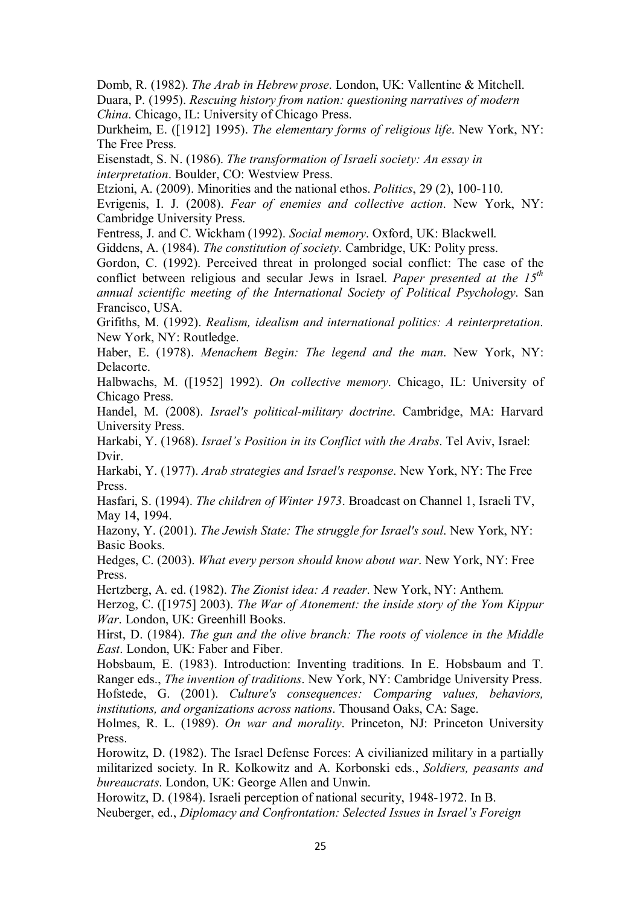Domb, R. (1982). *The Arab in Hebrew prose*. London, UK: Vallentine & Mitchell.

Duara, P. (1995). *Rescuing history from nation: questioning narratives of modern China*. Chicago, IL: University of Chicago Press.

Durkheim, E. ([1912] 1995). *The elementary forms of religious life*. New York, NY: The Free Press.

Eisenstadt, S. N. (1986). *The transformation of Israeli society: An essay in interpretation*. Boulder, CO: Westview Press.

Etzioni, A. (2009). Minorities and the national ethos. *Politics*, 29 (2), 100-110.

Evrigenis, I. J. (2008). *Fear of enemies and collective action*. New York, NY: Cambridge University Press.

Fentress, J. and C. Wickham (1992). *Social memory*. Oxford, UK: Blackwell.

Giddens, A. (1984). *The constitution of society*. Cambridge, UK: Polity press.

Gordon, C. (1992). Perceived threat in prolonged social conflict: The case of the conflict between religious and secular Jews in Israel. *Paper presented at the 15th annual scientific meeting of the International Society of Political Psychology*. San Francisco, USA.

Grifiths, M. (1992). *Realism, idealism and international politics: A reinterpretation*. New York, NY: Routledge.

Haber, E. (1978). *Menachem Begin: The legend and the man*. New York, NY: Delacorte.

Halbwachs, M. ([1952] 1992). *On collective memory*. Chicago, IL: University of Chicago Press.

Handel, M. (2008). *Israel's political-military doctrine*. Cambridge, MA: Harvard University Press.

Harkabi, Y. (1968). *Israel's Position in its Conflict with the Arabs*. Tel Aviv, Israel: Dvir.

Harkabi, Y. (1977). *Arab strategies and Israel's response*. New York, NY: The Free Press.

Hasfari, S. (1994). *The children of Winter 1973*. Broadcast on Channel 1, Israeli TV, May 14, 1994.

Hazony, Y. (2001). *The Jewish State: The struggle for Israel's soul*. New York, NY: Basic Books.

Hedges, C. (2003). *What every person should know about war*. New York, NY: Free Press.

Hertzberg, A. ed. (1982). *The Zionist idea: A reader*. New York, NY: Anthem.

Herzog, C. ([1975] 2003). *The War of Atonement: the inside story of the Yom Kippur War*. London, UK: Greenhill Books.

Hirst, D. (1984). *The gun and the olive branch: The roots of violence in the Middle East*. London, UK: Faber and Fiber.

Hobsbaum, E. (1983). Introduction: Inventing traditions. In E. Hobsbaum and T. Ranger eds., *The invention of traditions*. New York, NY: Cambridge University Press.

Hofstede, G. (2001). *Culture's consequences: Comparing values, behaviors, institutions, and organizations across nations*. Thousand Oaks, CA: Sage.

Holmes, R. L. (1989). *On war and morality*. Princeton, NJ: Princeton University Press.

Horowitz, D. (1982). The Israel Defense Forces: A civilianized military in a partially militarized society. In R. Kolkowitz and A. Korbonski eds., *Soldiers, peasants and bureaucrats*. London, UK: George Allen and Unwin.

Horowitz, D. (1984). Israeli perception of national security, 1948-1972. In B. Neuberger, ed., *Diplomacy and Confrontation: Selected Issues in Israel's Foreign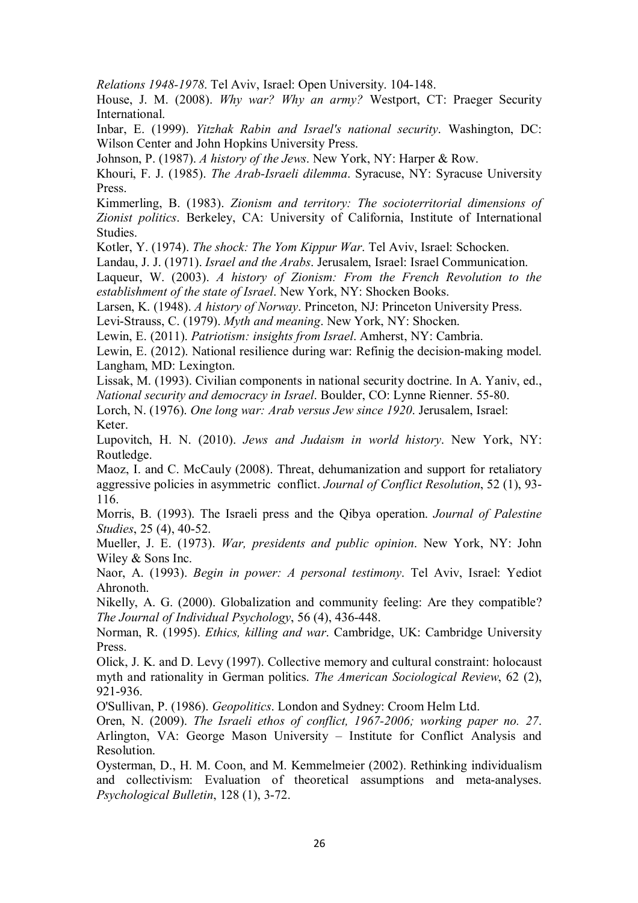*Relations 1948-1978*. Tel Aviv, Israel: Open University. 104-148.

House, J. M. (2008). *Why war? Why an army?* Westport, CT: Praeger Security International.

Inbar, E. (1999). *Yitzhak Rabin and Israel's national security*. Washington, DC: Wilson Center and John Hopkins University Press.

Johnson, P. (1987). *A history of the Jews*. New York, NY: Harper & Row.

Khouri, F. J. (1985). *The Arab-Israeli dilemma*. Syracuse, NY: Syracuse University Press.

Kimmerling, B. (1983). *Zionism and territory: The socioterritorial dimensions of Zionist politics*. Berkeley, CA: University of California, Institute of International Studies.

Kotler, Y. (1974). *The shock: The Yom Kippur War*. Tel Aviv, Israel: Schocken.

Landau, J. J. (1971). *Israel and the Arabs*. Jerusalem, Israel: Israel Communication.

Laqueur, W. (2003). *A history of Zionism: From the French Revolution to the establishment of the state of Israel*. New York, NY: Shocken Books.

Larsen, K. (1948). *A history of Norway*. Princeton, NJ: Princeton University Press.

Levi-Strauss, C. (1979). *Myth and meaning*. New York, NY: Shocken.

Lewin, E. (2011). *Patriotism: insights from Israel*. Amherst, NY: Cambria.

Lewin, E. (2012). National resilience during war: Refinig the decision-making model. Langham, MD: Lexington.

Lissak, M. (1993). Civilian components in national security doctrine. In A. Yaniv, ed., *National security and democracy in Israel*. Boulder, CO: Lynne Rienner. 55-80.

Lorch, N. (1976). *One long war: Arab versus Jew since 1920*. Jerusalem, Israel: Keter.

Lupovitch, H. N. (2010). *Jews and Judaism in world history*. New York, NY: Routledge.

Maoz, I. and C. McCauly (2008). Threat, dehumanization and support for retaliatory aggressive policies in asymmetric conflict. *Journal of Conflict Resolution*, 52 (1), 93-116.

Morris, B. (1993). The Israeli press and the Qibya operation. *Journal of Palestine Studies*, 25 (4), 40-52.

Mueller, J. E. (1973). *War, presidents and public opinion*. New York, NY: John Wiley & Sons Inc.

Naor, A. (1993). *Begin in power: A personal testimony*. Tel Aviv, Israel: Yediot Ahronoth.

Nikelly, A. G. (2000). Globalization and community feeling: Are they compatible? *The Journal of Individual Psychology*, 56 (4), 436-448.

Norman, R. (1995). *Ethics, killing and war*. Cambridge, UK: Cambridge University Press.

Olick, J. K. and D. Levy (1997). Collective memory and cultural constraint: holocaust myth and rationality in German politics. *The American Sociological Review*, 62 (2), 921-936.

O'Sullivan, P. (1986). *Geopolitics*. London and Sydney: Croom Helm Ltd.

Oren, N. (2009). *The Israeli ethos of conflict, 1967-2006; working paper no. 27*. Arlington, VA: George Mason University – Institute for Conflict Analysis and Resolution.

Oysterman, D., H. M. Coon, and M. Kemmelmeier (2002). Rethinking individualism and collectivism: Evaluation of theoretical assumptions and meta-analyses. *Psychological Bulletin*, 128 (1), 3-72.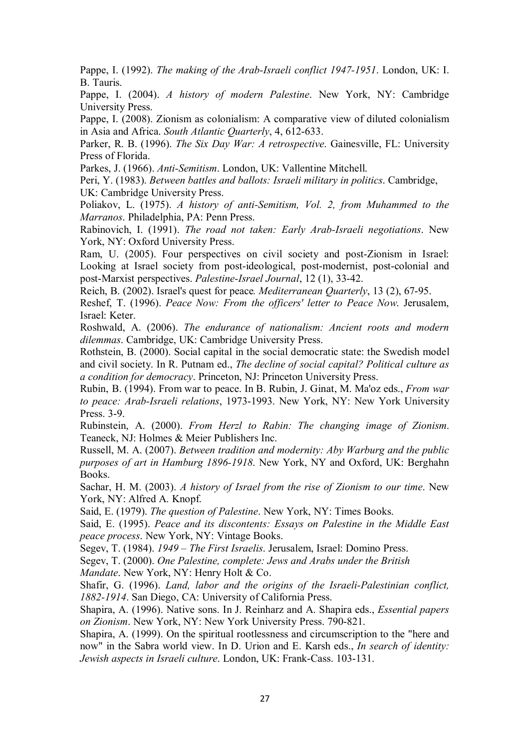Pappe, I. (1992). *The making of the Arab-Israeli conflict 1947-1951*. London, UK: I. B. Tauris.

Pappe, I. (2004). *A history of modern Palestine*. New York, NY: Cambridge University Press.

Pappe, I. (2008). Zionism as colonialism: A comparative view of diluted colonialism in Asia and Africa. *South Atlantic Quarterly*, 4, 612-633.

Parker, R. B. (1996). *The Six Day War: A retrospective*. Gainesville, FL: University Press of Florida.

Parkes, J. (1966). *Anti-Semitism*. London, UK: Vallentine Mitchell.

Peri, Y. (1983). *Between battles and ballots: Israeli military in politics*. Cambridge, UK: Cambridge University Press.

Poliakov, L. (1975). *A history of anti-Semitism, Vol. 2, from Muhammed to the Marranos*. Philadelphia, PA: Penn Press.

Rabinovich, I. (1991). *The road not taken: Early Arab-Israeli negotiations*. New York, NY: Oxford University Press.

Ram, U. (2005). Four perspectives on civil society and post-Zionism in Israel: Looking at Israel society from post-ideological, post-modernist, post-colonial and post-Marxist perspectives. *Palestine-Israel Journal*, 12 (1), 33-42.

Reich, B. (2002). Israel's quest for peace. *Mediterranean Quarterly*, 13 (2), 67-95.

Reshef, T. (1996). *Peace Now: From the officers' letter to Peace Now*. Jerusalem, Israel: Keter.

Roshwald, A. (2006). *The endurance of nationalism: Ancient roots and modern dilemmas*. Cambridge, UK: Cambridge University Press.

Rothstein, B. (2000). Social capital in the social democratic state: the Swedish model and civil society. In R. Putnam ed., *The decline of social capital? Political culture as a condition for democracy*. Princeton, NJ: Princeton University Press.

Rubin, B. (1994). From war to peace. In B. Rubin, J. Ginat, M. Ma'oz eds., *From war to peace: Arab-Israeli relations*, 1973-1993. New York, NY: New York University Press. 3-9.

Rubinstein, A. (2000). *From Herzl to Rabin: The changing image of Zionism*. Teaneck, NJ: Holmes & Meier Publishers Inc.

Russell, M. A. (2007). *Between tradition and modernity: Aby Warburg and the public purposes of art in Hamburg 1896-1918*. New York, NY and Oxford, UK: Berghahn Books.

Sachar, H. M. (2003). *A history of Israel from the rise of Zionism to our time*. New York, NY: Alfred A. Knopf.

Said, E. (1979). *The question of Palestine*. New York, NY: Times Books.

Said, E. (1995). *Peace and its discontents: Essays on Palestine in the Middle East peace process*. New York, NY: Vintage Books.

Segev, T. (1984). *1949 – The First Israelis*. Jerusalem, Israel: Domino Press.

Segev, T. (2000). *One Palestine, complete: Jews and Arabs under the British Mandate*. New York, NY: Henry Holt & Co.

Shafir, G. (1996). *Land, labor and the origins of the Israeli-Palestinian conflict, 1882-1914*. San Diego, CA: University of California Press.

Shapira, A. (1996). Native sons. In J. Reinharz and A. Shapira eds., *Essential papers on Zionism*. New York, NY: New York University Press. 790-821.

Shapira, A. (1999). On the spiritual rootlessness and circumscription to the "here and now" in the Sabra world view. In D. Urion and E. Karsh eds., *In search of identity: Jewish aspects in Israeli culture*. London, UK: Frank-Cass. 103-131.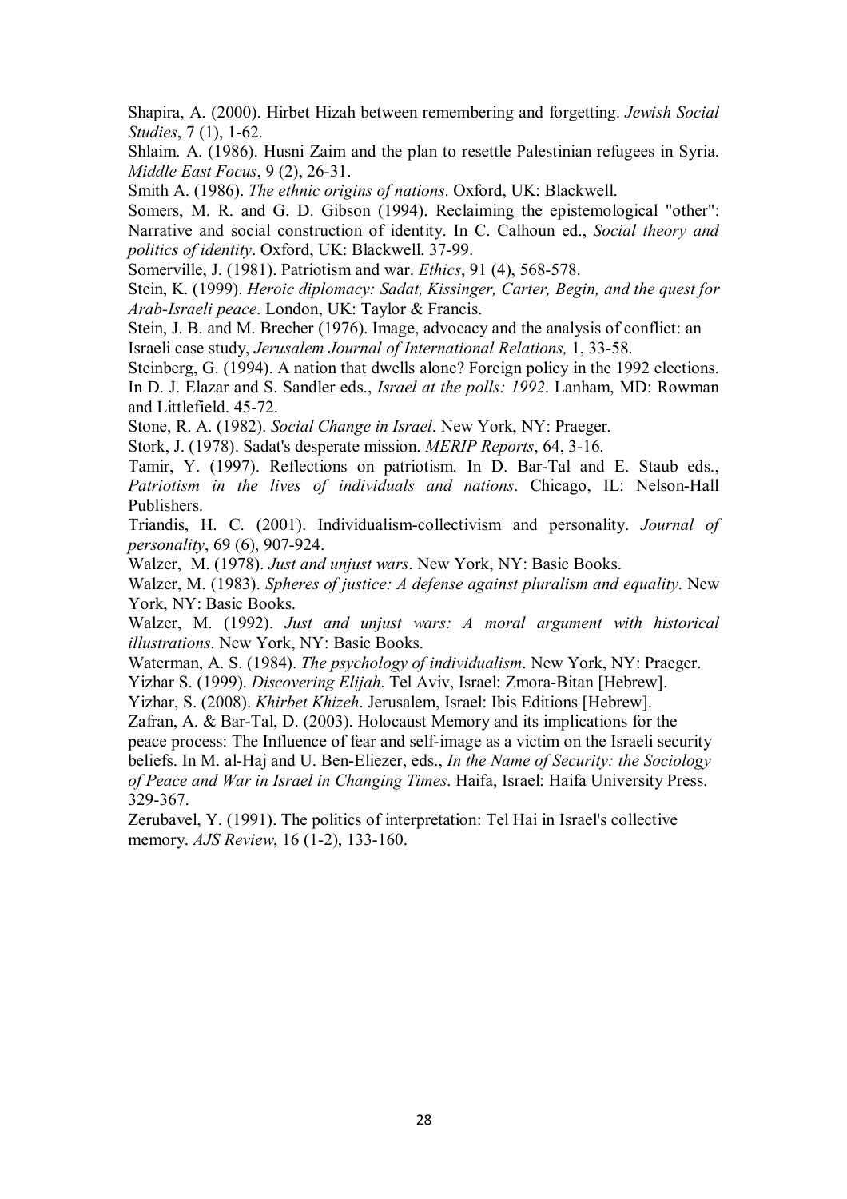Shapira, A. (2000). Hirbet Hizah between remembering and forgetting. *Jewish Social Studies*, 7 (1), 1-62.

Shlaim. A. (1986). Husni Zaim and the plan to resettle Palestinian refugees in Syria. *Middle East Focus*, 9 (2), 26-31.

Smith A. (1986). *The ethnic origins of nations*. Oxford, UK: Blackwell.

Somers, M. R. and G. D. Gibson (1994). Reclaiming the epistemological "other": Narrative and social construction of identity. In C. Calhoun ed., *Social theory and politics of identity*. Oxford, UK: Blackwell. 37-99.

Somerville, J. (1981). Patriotism and war. *Ethics*, 91 (4), 568-578.

Stein, K. (1999). *Heroic diplomacy: Sadat, Kissinger, Carter, Begin, and the quest for Arab-Israeli peace*. London, UK: Taylor & Francis.

Stein, J. B. and M. Brecher (1976). Image, advocacy and the analysis of conflict: an Israeli case study, *Jerusalem Journal of International Relations,* 1, 33-58.

Steinberg, G. (1994). A nation that dwells alone? Foreign policy in the 1992 elections. In D. J. Elazar and S. Sandler eds., *Israel at the polls: 1992*. Lanham, MD: Rowman and Littlefield. 45-72.

Stone, R. A. (1982). *Social Change in Israel*. New York, NY: Praeger.

Stork, J. (1978). Sadat's desperate mission. *MERIP Reports*, 64, 3-16.

Tamir, Y. (1997). Reflections on patriotism. In D. Bar-Tal and E. Staub eds., *Patriotism in the lives of individuals and nations*. Chicago, IL: Nelson-Hall Publishers.

Triandis, H. C. (2001). Individualism-collectivism and personality. *Journal of personality*, 69 (6), 907-924.

Walzer, M. (1978). *Just and unjust wars*. New York, NY: Basic Books.

Walzer, M. (1983). *Spheres of justice: A defense against pluralism and equality*. New York, NY: Basic Books.

Walzer, M. (1992). *Just and unjust wars: A moral argument with historical illustrations*. New York, NY: Basic Books.

Waterman, A. S. (1984). *The psychology of individualism*. New York, NY: Praeger.

Yizhar S. (1999). *Discovering Elijah*. Tel Aviv, Israel: Zmora-Bitan [Hebrew].

Yizhar, S. (2008). *Khirbet Khizeh*. Jerusalem, Israel: Ibis Editions [Hebrew].

Zafran, A. & Bar-Tal, D. (2003). Holocaust Memory and its implications for the peace process: The Influence of fear and self-image as a victim on the Israeli security beliefs. In M. al-Haj and U. Ben-Eliezer, eds., *In the Name of Security: the Sociology of Peace and War in Israel in Changing Times*. Haifa, Israel: Haifa University Press. 329-367.

Zerubavel, Y. (1991). The politics of interpretation: Tel Hai in Israel's collective memory. *AJS Review*, 16 (1-2), 133-160.